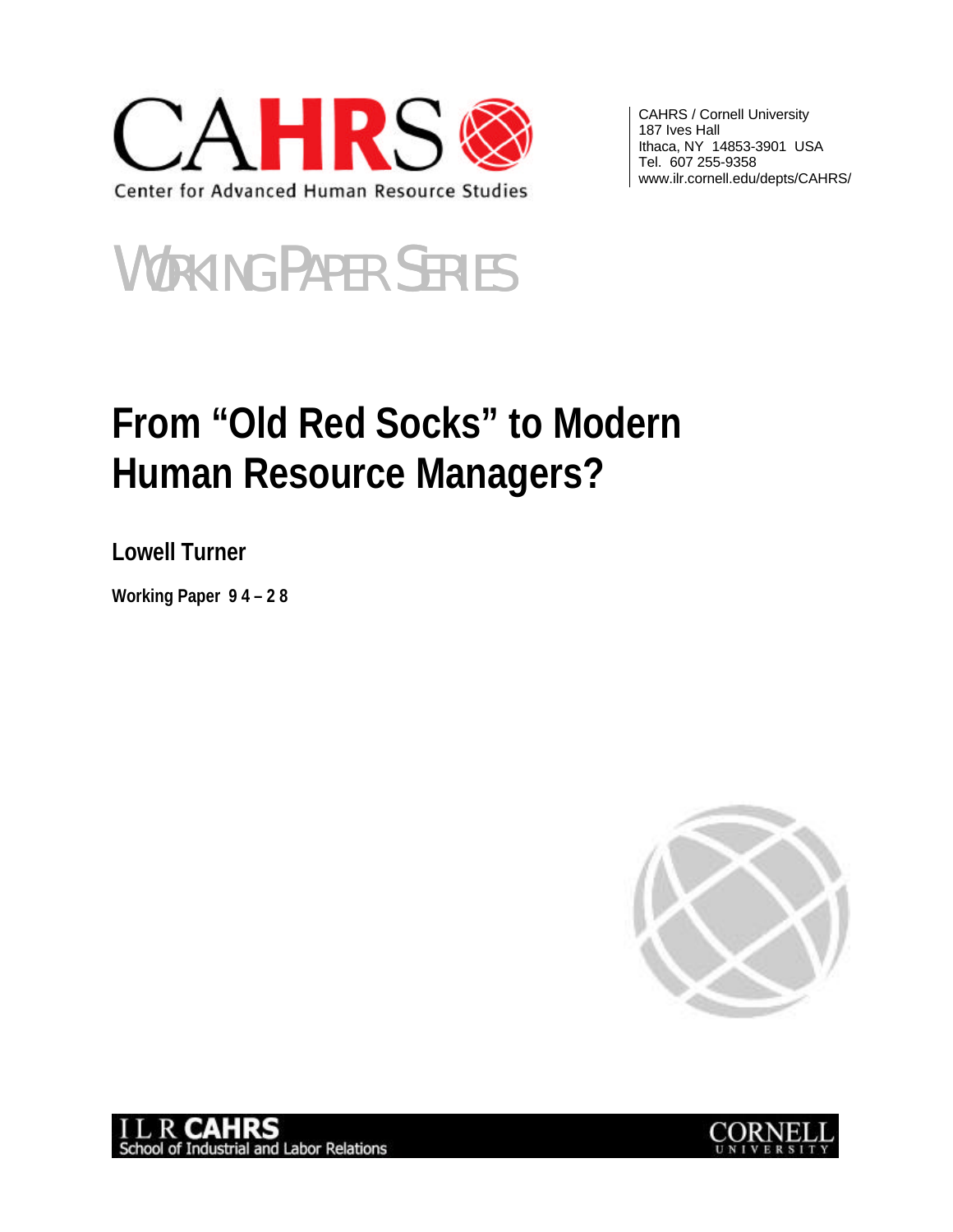CAHRS
Center for Advanced Human Resource Studies

CAHRS / Cornell University
187 Ives Hall
Ithaca, NY 14853-3901 USA
Tel. 607 255-9358
www.ilr.cornell.edu/depts/CAHRS/

WORKING PAPER SERIES

# From "Old Red Socks" to Modern Human Resource Managers?

**Lowell Turner**

**Working Paper 94 – 28**

ILR CAHRS
School of Industrial and Labor Relations

CORNELL UNIVERSITY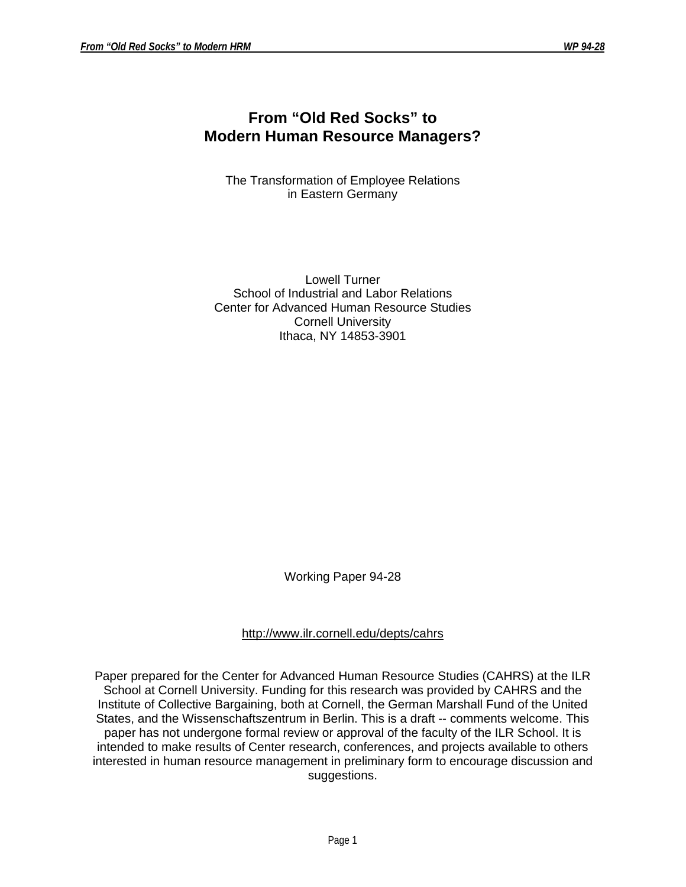# From "Old Red Socks" to Modern Human Resource Managers?

The Transformation of Employee Relations in Eastern Germany

Lowell Turner
School of Industrial and Labor Relations
Center for Advanced Human Resource Studies
Cornell University
Ithaca, NY 14853-3901

Working Paper 94-28

http://www.ilr.cornell.edu/depts/cahrs

Paper prepared for the Center for Advanced Human Resource Studies (CAHRS) at the ILR School at Cornell University. Funding for this research was provided by CAHRS and the Institute of Collective Bargaining, both at Cornell, the German Marshall Fund of the United States, and the Wissenschaftszentrum in Berlin. This is a draft -- comments welcome. This paper has not undergone formal review or approval of the faculty of the ILR School. It is intended to make results of Center research, conferences, and projects available to others interested in human resource management in preliminary form to encourage discussion and suggestions.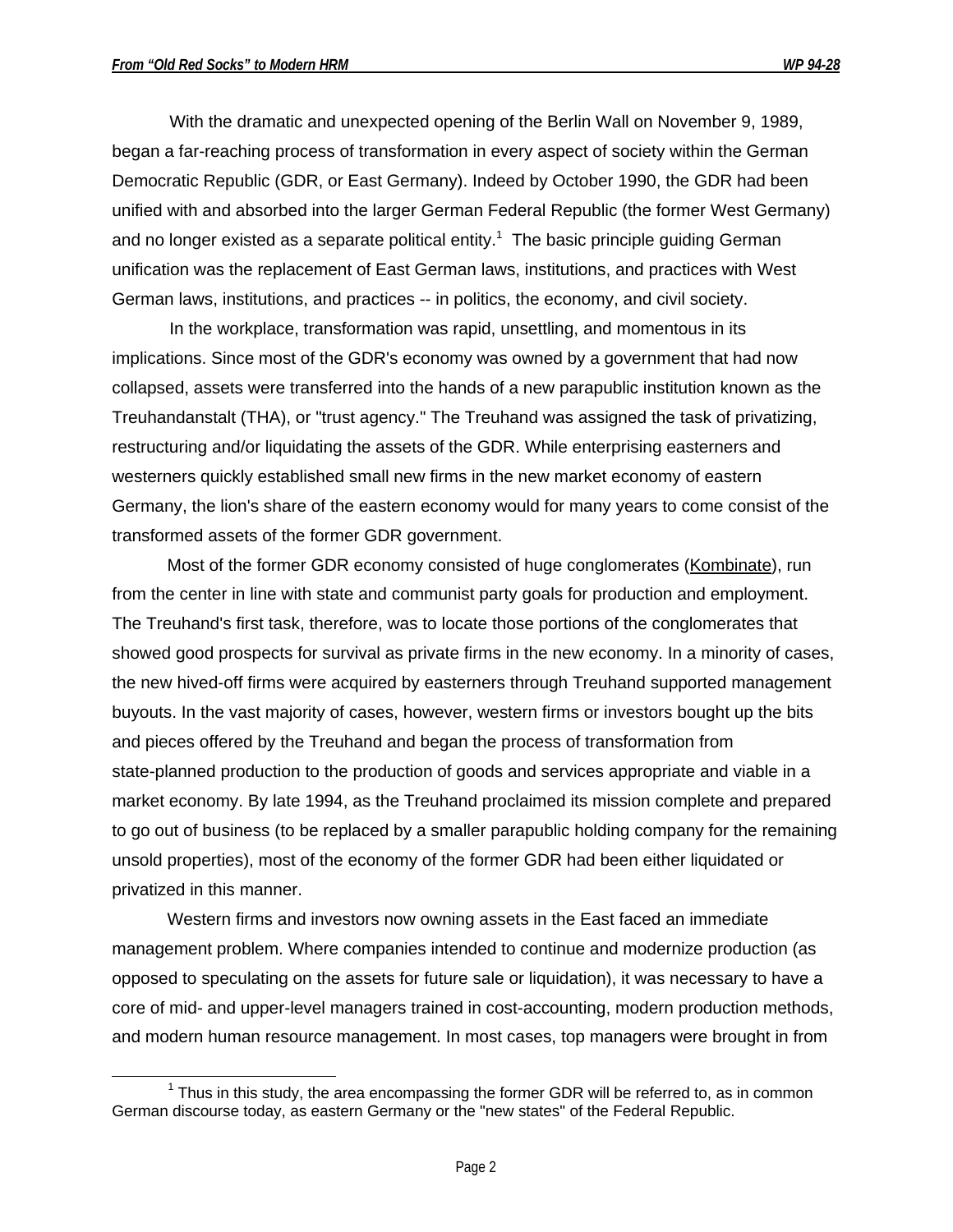With the dramatic and unexpected opening of the Berlin Wall on November 9, 1989, began a far-reaching process of transformation in every aspect of society within the German Democratic Republic (GDR, or East Germany). Indeed by October 1990, the GDR had been unified with and absorbed into the larger German Federal Republic (the former West Germany) and no longer existed as a separate political entity.[1] The basic principle guiding German unification was the replacement of East German laws, institutions, and practices with West German laws, institutions, and practices -- in politics, the economy, and civil society.

In the workplace, transformation was rapid, unsettling, and momentous in its implications. Since most of the GDR's economy was owned by a government that had now collapsed, assets were transferred into the hands of a new parapublic institution known as the Treuhandanstalt (THA), or "trust agency." The Treuhand was assigned the task of privatizing, restructuring and/or liquidating the assets of the GDR. While enterprising easterners and westerners quickly established small new firms in the new market economy of eastern Germany, the lion's share of the eastern economy would for many years to come consist of the transformed assets of the former GDR government.

Most of the former GDR economy consisted of huge conglomerates (Kombinate), run from the center in line with state and communist party goals for production and employment. The Treuhand's first task, therefore, was to locate those portions of the conglomerates that showed good prospects for survival as private firms in the new economy. In a minority of cases, the new hived-off firms were acquired by easterners through Treuhand supported management buyouts. In the vast majority of cases, however, western firms or investors bought up the bits and pieces offered by the Treuhand and began the process of transformation from state-planned production to the production of goods and services appropriate and viable in a market economy. By late 1994, as the Treuhand proclaimed its mission complete and prepared to go out of business (to be replaced by a smaller parapublic holding company for the remaining unsold properties), most of the economy of the former GDR had been either liquidated or privatized in this manner.

Western firms and investors now owning assets in the East faced an immediate management problem. Where companies intended to continue and modernize production (as opposed to speculating on the assets for future sale or liquidation), it was necessary to have a core of mid- and upper-level managers trained in cost-accounting, modern production methods, and modern human resource management. In most cases, top managers were brought in from

[1] Thus in this study, the area encompassing the former GDR will be referred to, as in common German discourse today, as eastern Germany or the "new states" of the Federal Republic.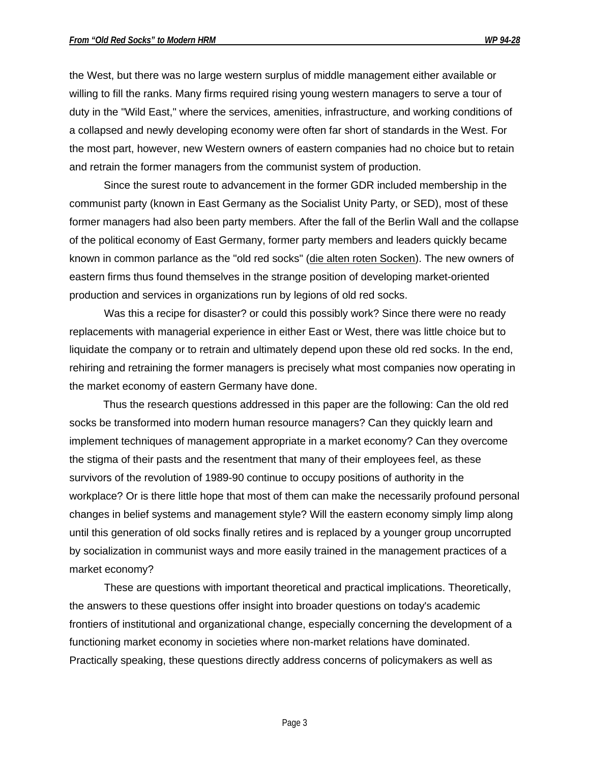the West, but there was no large western surplus of middle management either available or willing to fill the ranks. Many firms required rising young western managers to serve a tour of duty in the "Wild East," where the services, amenities, infrastructure, and working conditions of a collapsed and newly developing economy were often far short of standards in the West. For the most part, however, new Western owners of eastern companies had no choice but to retain and retrain the former managers from the communist system of production.

Since the surest route to advancement in the former GDR included membership in the communist party (known in East Germany as the Socialist Unity Party, or SED), most of these former managers had also been party members. After the fall of the Berlin Wall and the collapse of the political economy of East Germany, former party members and leaders quickly became known in common parlance as the "old red socks" (<u>die alten roten Socken</u>). The new owners of eastern firms thus found themselves in the strange position of developing market-oriented production and services in organizations run by legions of old red socks.

Was this a recipe for disaster? or could this possibly work? Since there were no ready replacements with managerial experience in either East or West, there was little choice but to liquidate the company or to retrain and ultimately depend upon these old red socks. In the end, rehiring and retraining the former managers is precisely what most companies now operating in the market economy of eastern Germany have done.

Thus the research questions addressed in this paper are the following: Can the old red socks be transformed into modern human resource managers? Can they quickly learn and implement techniques of management appropriate in a market economy? Can they overcome the stigma of their pasts and the resentment that many of their employees feel, as these survivors of the revolution of 1989-90 continue to occupy positions of authority in the workplace? Or is there little hope that most of them can make the necessarily profound personal changes in belief systems and management style? Will the eastern economy simply limp along until this generation of old socks finally retires and is replaced by a younger group uncorrupted by socialization in communist ways and more easily trained in the management practices of a market economy?

These are questions with important theoretical and practical implications. Theoretically, the answers to these questions offer insight into broader questions on today's academic frontiers of institutional and organizational change, especially concerning the development of a functioning market economy in societies where non-market relations have dominated. Practically speaking, these questions directly address concerns of policymakers as well as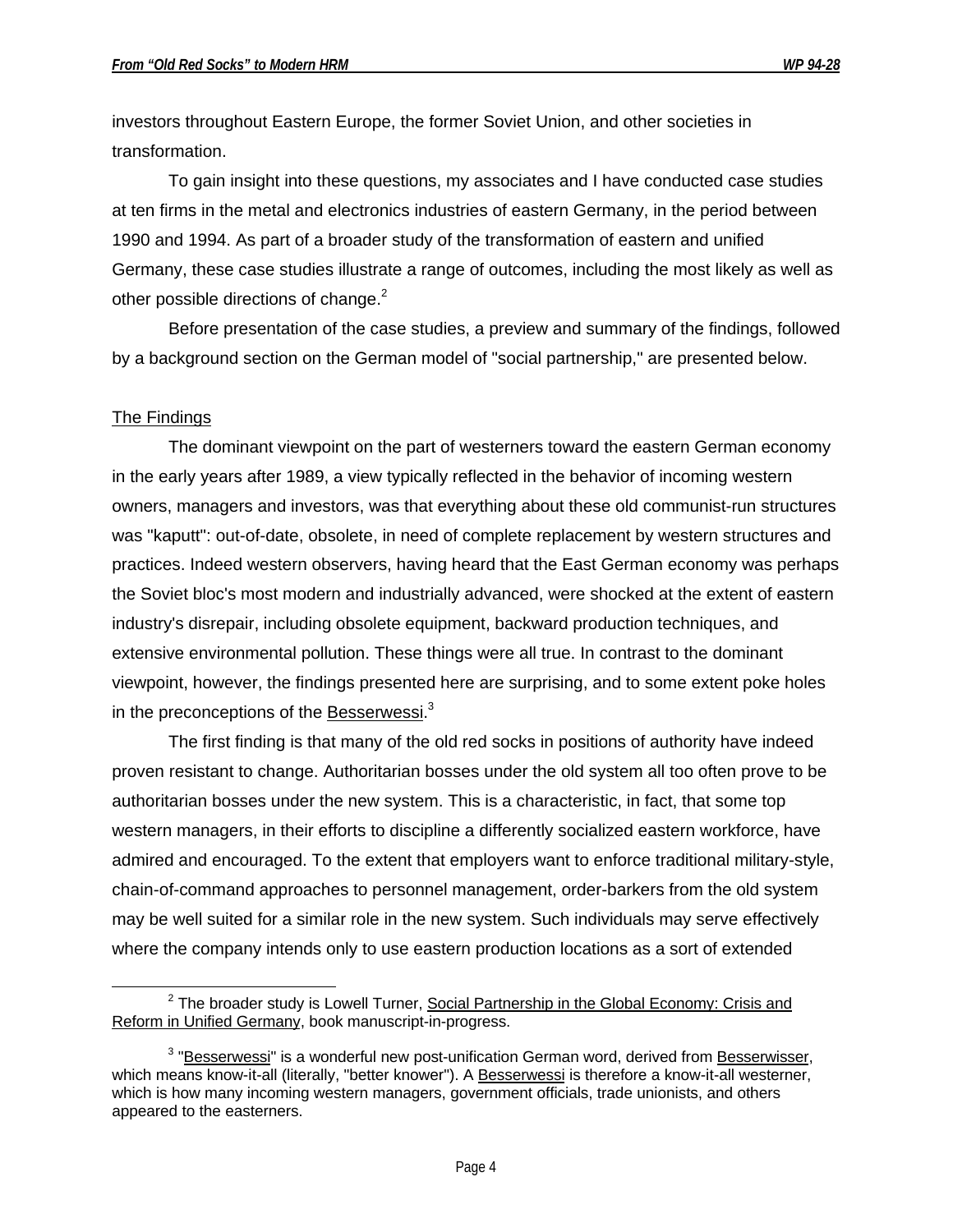investors throughout Eastern Europe, the former Soviet Union, and other societies in transformation.

To gain insight into these questions, my associates and I have conducted case studies at ten firms in the metal and electronics industries of eastern Germany, in the period between 1990 and 1994. As part of a broader study of the transformation of eastern and unified Germany, these case studies illustrate a range of outcomes, including the most likely as well as other possible directions of change.[2]

Before presentation of the case studies, a preview and summary of the findings, followed by a background section on the German model of "social partnership," are presented below.

## The Findings

The dominant viewpoint on the part of westerners toward the eastern German economy in the early years after 1989, a view typically reflected in the behavior of incoming western owners, managers and investors, was that everything about these old communist-run structures was "kaputt": out-of-date, obsolete, in need of complete replacement by western structures and practices. Indeed western observers, having heard that the East German economy was perhaps the Soviet bloc's most modern and industrially advanced, were shocked at the extent of eastern industry's disrepair, including obsolete equipment, backward production techniques, and extensive environmental pollution. These things were all true. In contrast to the dominant viewpoint, however, the findings presented here are surprising, and to some extent poke holes in the preconceptions of the Besserwessi.[3]

The first finding is that many of the old red socks in positions of authority have indeed proven resistant to change. Authoritarian bosses under the old system all too often prove to be authoritarian bosses under the new system. This is a characteristic, in fact, that some top western managers, in their efforts to discipline a differently socialized eastern workforce, have admired and encouraged. To the extent that employers want to enforce traditional military-style, chain-of-command approaches to personnel management, order-barkers from the old system may be well suited for a similar role in the new system. Such individuals may serve effectively where the company intends only to use eastern production locations as a sort of extended

---

[2] The broader study is Lowell Turner, Social Partnership in the Global Economy: Crisis and Reform in Unified Germany, book manuscript-in-progress.

[3] "Besserwessi" is a wonderful new post-unification German word, derived from Besserwisser, which means know-it-all (literally, "better knower"). A Besserwessi is therefore a know-it-all westerner, which is how many incoming western managers, government officials, trade unionists, and others appeared to the easterners.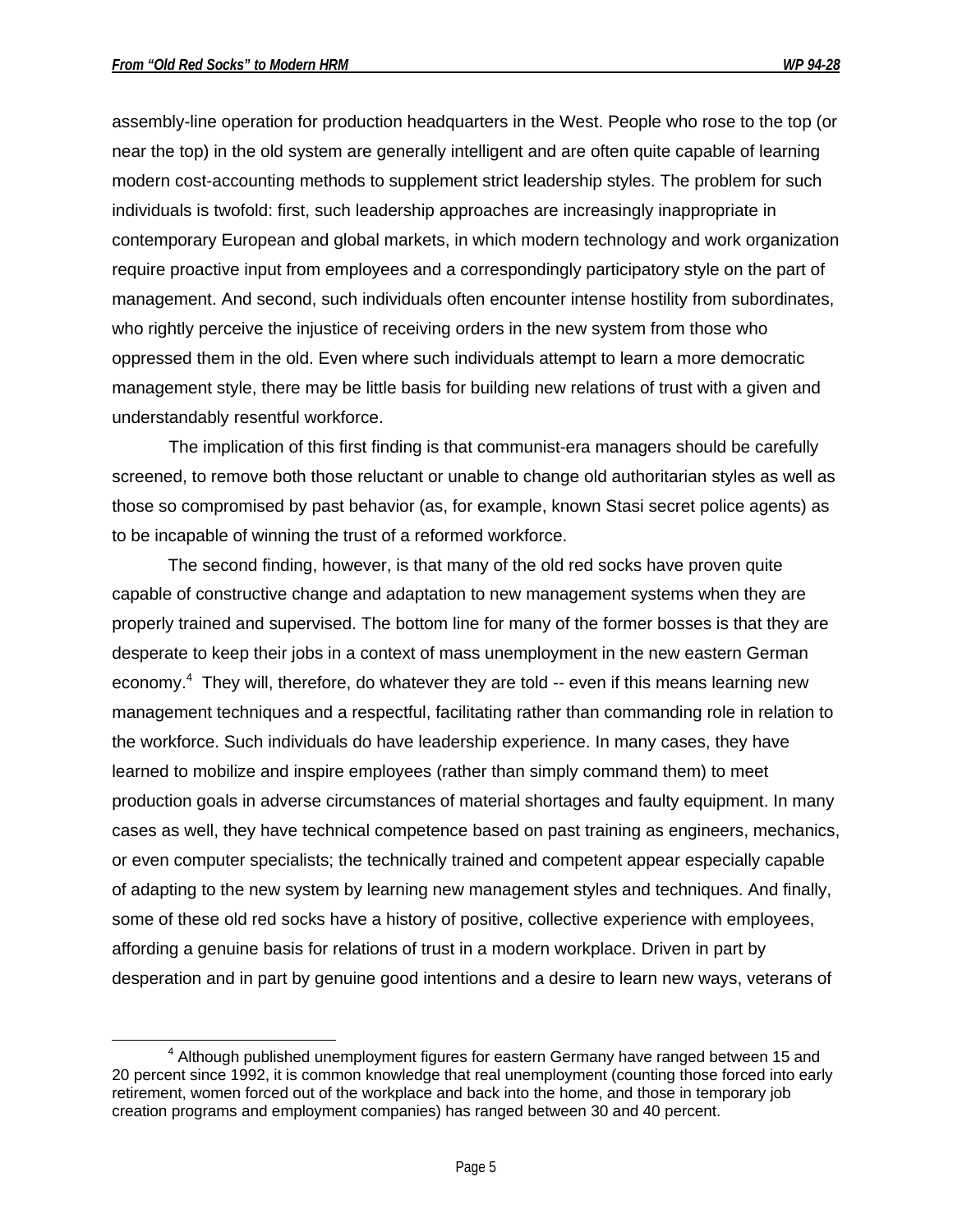assembly-line operation for production headquarters in the West. People who rose to the top (or near the top) in the old system are generally intelligent and are often quite capable of learning modern cost-accounting methods to supplement strict leadership styles. The problem for such individuals is twofold: first, such leadership approaches are increasingly inappropriate in contemporary European and global markets, in which modern technology and work organization require proactive input from employees and a correspondingly participatory style on the part of management. And second, such individuals often encounter intense hostility from subordinates, who rightly perceive the injustice of receiving orders in the new system from those who oppressed them in the old. Even where such individuals attempt to learn a more democratic management style, there may be little basis for building new relations of trust with a given and understandably resentful workforce.

The implication of this first finding is that communist-era managers should be carefully screened, to remove both those reluctant or unable to change old authoritarian styles as well as those so compromised by past behavior (as, for example, known Stasi secret police agents) as to be incapable of winning the trust of a reformed workforce.

The second finding, however, is that many of the old red socks have proven quite capable of constructive change and adaptation to new management systems when they are properly trained and supervised. The bottom line for many of the former bosses is that they are desperate to keep their jobs in a context of mass unemployment in the new eastern German economy.[4] They will, therefore, do whatever they are told -- even if this means learning new management techniques and a respectful, facilitating rather than commanding role in relation to the workforce. Such individuals do have leadership experience. In many cases, they have learned to mobilize and inspire employees (rather than simply command them) to meet production goals in adverse circumstances of material shortages and faulty equipment. In many cases as well, they have technical competence based on past training as engineers, mechanics, or even computer specialists; the technically trained and competent appear especially capable of adapting to the new system by learning new management styles and techniques. And finally, some of these old red socks have a history of positive, collective experience with employees, affording a genuine basis for relations of trust in a modern workplace. Driven in part by desperation and in part by genuine good intentions and a desire to learn new ways, veterans of

---

[4] Although published unemployment figures for eastern Germany have ranged between 15 and 20 percent since 1992, it is common knowledge that real unemployment (counting those forced into early retirement, women forced out of the workplace and back into the home, and those in temporary job creation programs and employment companies) has ranged between 30 and 40 percent.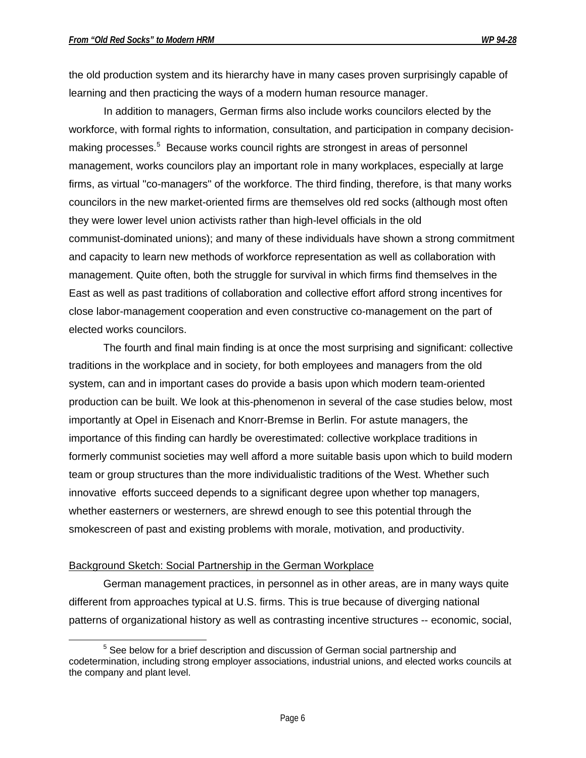the old production system and its hierarchy have in many cases proven surprisingly capable of learning and then practicing the ways of a modern human resource manager.

In addition to managers, German firms also include works councilors elected by the workforce, with formal rights to information, consultation, and participation in company decision-making processes.[5] Because works council rights are strongest in areas of personnel management, works councilors play an important role in many workplaces, especially at large firms, as virtual "co-managers" of the workforce. The third finding, therefore, is that many works councilors in the new market-oriented firms are themselves old red socks (although most often they were lower level union activists rather than high-level officials in the old communist-dominated unions); and many of these individuals have shown a strong commitment and capacity to learn new methods of workforce representation as well as collaboration with management. Quite often, both the struggle for survival in which firms find themselves in the East as well as past traditions of collaboration and collective effort afford strong incentives for close labor-management cooperation and even constructive co-management on the part of elected works councilors.

The fourth and final main finding is at once the most surprising and significant: collective traditions in the workplace and in society, for both employees and managers from the old system, can and in important cases do provide a basis upon which modern team-oriented production can be built. We look at this-phenomenon in several of the case studies below, most importantly at Opel in Eisenach and Knorr-Bremse in Berlin. For astute managers, the importance of this finding can hardly be overestimated: collective workplace traditions in formerly communist societies may well afford a more suitable basis upon which to build modern team or group structures than the more individualistic traditions of the West. Whether such innovative efforts succeed depends to a significant degree upon whether top managers, whether easterners or westerners, are shrewd enough to see this potential through the smokescreen of past and existing problems with morale, motivation, and productivity.

## Background Sketch: Social Partnership in the German Workplace

German management practices, in personnel as in other areas, are in many ways quite different from approaches typical at U.S. firms. This is true because of diverging national patterns of organizational history as well as contrasting incentive structures -- economic, social,

[5] See below for a brief description and discussion of German social partnership and codetermination, including strong employer associations, industrial unions, and elected works councils at the company and plant level.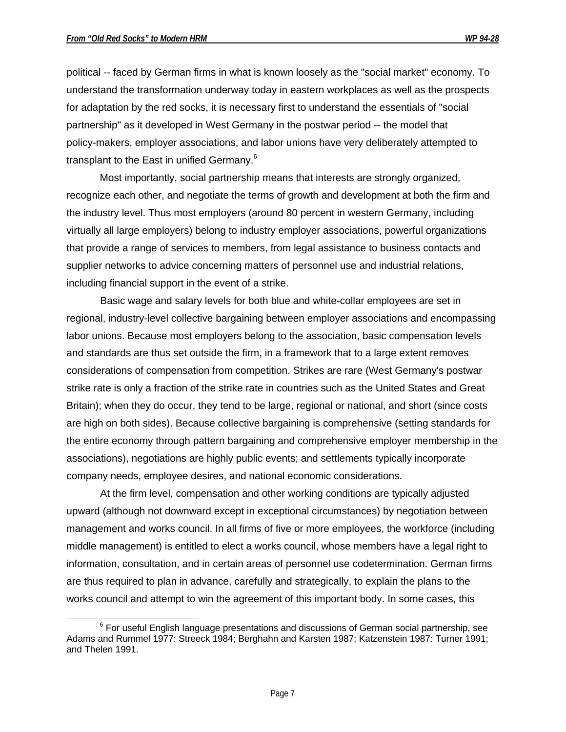political -- faced by German firms in what is known loosely as the "social market" economy. To understand the transformation underway today in eastern workplaces as well as the prospects for adaptation by the red socks, it is necessary first to understand the essentials of "social partnership" as it developed in West Germany in the postwar period -- the model that policy-makers, employer associations, and labor unions have very deliberately attempted to transplant to the East in unified Germany.[6]

Most importantly, social partnership means that interests are strongly organized, recognize each other, and negotiate the terms of growth and development at both the firm and the industry level. Thus most employers (around 80 percent in western Germany, including virtually all large employers) belong to industry employer associations, powerful organizations that provide a range of services to members, from legal assistance to business contacts and supplier networks to advice concerning matters of personnel use and industrial relations, including financial support in the event of a strike.

Basic wage and salary levels for both blue and white-collar employees are set in regional, industry-level collective bargaining between employer associations and encompassing labor unions. Because most employers belong to the association, basic compensation levels and standards are thus set outside the firm, in a framework that to a large extent removes considerations of compensation from competition. Strikes are rare (West Germany's postwar strike rate is only a fraction of the strike rate in countries such as the United States and Great Britain); when they do occur, they tend to be large, regional or national, and short (since costs are high on both sides). Because collective bargaining is comprehensive (setting standards for the entire economy through pattern bargaining and comprehensive employer membership in the associations), negotiations are highly public events; and settlements typically incorporate company needs, employee desires, and national economic considerations.

At the firm level, compensation and other working conditions are typically adjusted upward (although not downward except in exceptional circumstances) by negotiation between management and works council. In all firms of five or more employees, the workforce (including middle management) is entitled to elect a works council, whose members have a legal right to information, consultation, and in certain areas of personnel use codetermination. German firms are thus required to plan in advance, carefully and strategically, to explain the plans to the works council and attempt to win the agreement of this important body. In some cases, this

[6] For useful English language presentations and discussions of German social partnership, see Adams and Rummel 1977: Streeck 1984; Berghahn and Karsten 1987; Katzenstein 1987: Turner 1991; and Thelen 1991.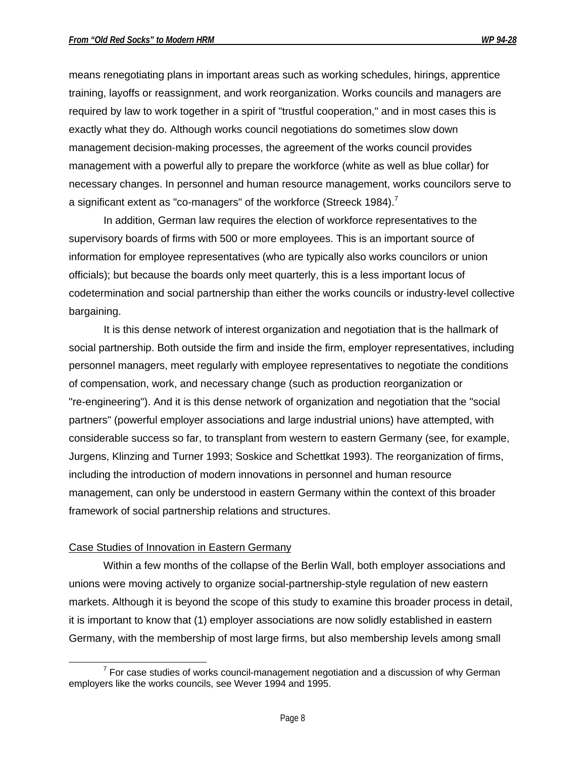means renegotiating plans in important areas such as working schedules, hirings, apprentice training, layoffs or reassignment, and work reorganization. Works councils and managers are required by law to work together in a spirit of "trustful cooperation," and in most cases this is exactly what they do. Although works council negotiations do sometimes slow down management decision-making processes, the agreement of the works council provides management with a powerful ally to prepare the workforce (white as well as blue collar) for necessary changes. In personnel and human resource management, works councilors serve to a significant extent as "co-managers" of the workforce (Streeck 1984).[7]

In addition, German law requires the election of workforce representatives to the supervisory boards of firms with 500 or more employees. This is an important source of information for employee representatives (who are typically also works councilors or union officials); but because the boards only meet quarterly, this is a less important locus of codetermination and social partnership than either the works councils or industry-level collective bargaining.

It is this dense network of interest organization and negotiation that is the hallmark of social partnership. Both outside the firm and inside the firm, employer representatives, including personnel managers, meet regularly with employee representatives to negotiate the conditions of compensation, work, and necessary change (such as production reorganization or "re-engineering"). And it is this dense network of organization and negotiation that the "social partners" (powerful employer associations and large industrial unions) have attempted, with considerable success so far, to transplant from western to eastern Germany (see, for example, Jurgens, Klinzing and Turner 1993; Soskice and Schettkat 1993). The reorganization of firms, including the introduction of modern innovations in personnel and human resource management, can only be understood in eastern Germany within the context of this broader framework of social partnership relations and structures.

## Case Studies of Innovation in Eastern Germany

Within a few months of the collapse of the Berlin Wall, both employer associations and unions were moving actively to organize social-partnership-style regulation of new eastern markets. Although it is beyond the scope of this study to examine this broader process in detail, it is important to know that (1) employer associations are now solidly established in eastern Germany, with the membership of most large firms, but also membership levels among small

[7] For case studies of works council-management negotiation and a discussion of why German employers like the works councils, see Wever 1994 and 1995.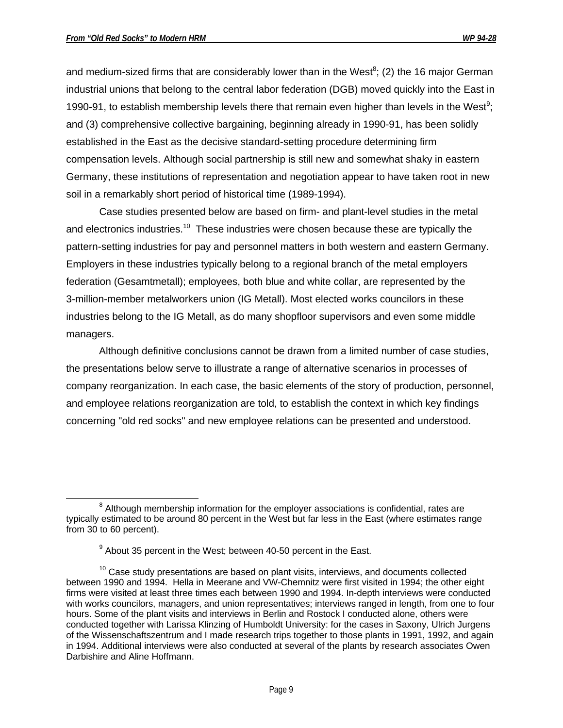and medium-sized firms that are considerably lower than in the West[8]; (2) the 16 major German industrial unions that belong to the central labor federation (DGB) moved quickly into the East in 1990-91, to establish membership levels there that remain even higher than levels in the West[9]; and (3) comprehensive collective bargaining, beginning already in 1990-91, has been solidly established in the East as the decisive standard-setting procedure determining firm compensation levels. Although social partnership is still new and somewhat shaky in eastern Germany, these institutions of representation and negotiation appear to have taken root in new soil in a remarkably short period of historical time (1989-1994).

Case studies presented below are based on firm- and plant-level studies in the metal and electronics industries.[10] These industries were chosen because these are typically the pattern-setting industries for pay and personnel matters in both western and eastern Germany. Employers in these industries typically belong to a regional branch of the metal employers federation (Gesamtmetall); employees, both blue and white collar, are represented by the 3-million-member metalworkers union (IG Metall). Most elected works councilors in these industries belong to the IG Metall, as do many shopfloor supervisors and even some middle managers.

Although definitive conclusions cannot be drawn from a limited number of case studies, the presentations below serve to illustrate a range of alternative scenarios in processes of company reorganization. In each case, the basic elements of the story of production, personnel, and employee relations reorganization are told, to establish the context in which key findings concerning "old red socks" and new employee relations can be presented and understood.

---

[8] Although membership information for the employer associations is confidential, rates are typically estimated to be around 80 percent in the West but far less in the East (where estimates range from 30 to 60 percent).

[9] About 35 percent in the West; between 40-50 percent in the East.

[10] Case study presentations are based on plant visits, interviews, and documents collected between 1990 and 1994. Hella in Meerane and VW-Chemnitz were first visited in 1994; the other eight firms were visited at least three times each between 1990 and 1994. In-depth interviews were conducted with works councilors, managers, and union representatives; interviews ranged in length, from one to four hours. Some of the plant visits and interviews in Berlin and Rostock I conducted alone, others were conducted together with Larissa Klinzing of Humboldt University: for the cases in Saxony, Ulrich Jurgens of the Wissenschaftszentrum and I made research trips together to those plants in 1991, 1992, and again in 1994. Additional interviews were also conducted at several of the plants by research associates Owen Darbishire and Aline Hoffmann.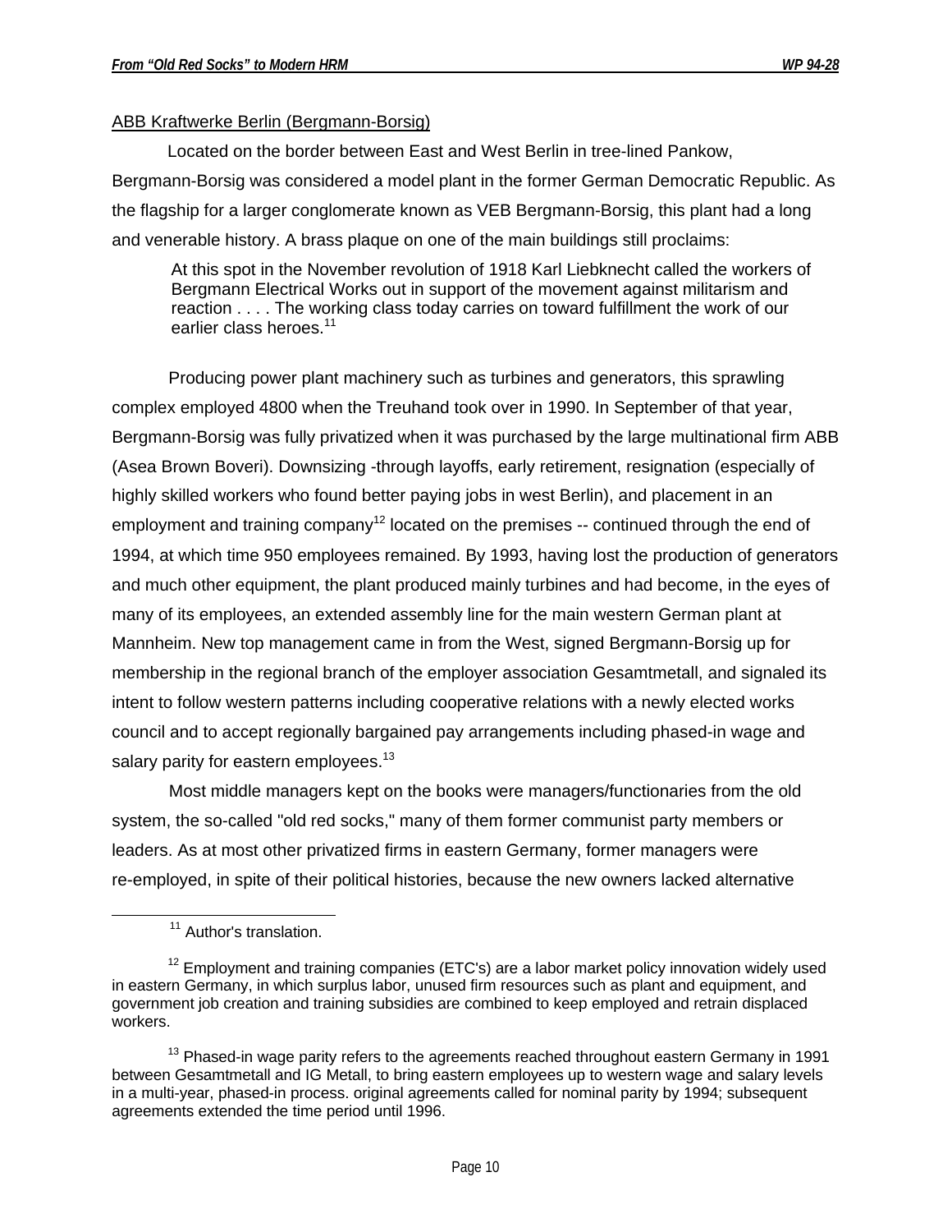ABB Kraftwerke Berlin (Bergmann-Borsig)

Located on the border between East and West Berlin in tree-lined Pankow, Bergmann-Borsig was considered a model plant in the former German Democratic Republic. As the flagship for a larger conglomerate known as VEB Bergmann-Borsig, this plant had a long and venerable history. A brass plaque on one of the main buildings still proclaims:

> At this spot in the November revolution of 1918 Karl Liebknecht called the workers of Bergmann Electrical Works out in support of the movement against militarism and reaction . . . . The working class today carries on toward fulfillment the work of our earlier class heroes.[11]

Producing power plant machinery such as turbines and generators, this sprawling complex employed 4800 when the Treuhand took over in 1990. In September of that year, Bergmann-Borsig was fully privatized when it was purchased by the large multinational firm ABB (Asea Brown Boveri). Downsizing -through layoffs, early retirement, resignation (especially of highly skilled workers who found better paying jobs in west Berlin), and placement in an employment and training company[12] located on the premises -- continued through the end of 1994, at which time 950 employees remained. By 1993, having lost the production of generators and much other equipment, the plant produced mainly turbines and had become, in the eyes of many of its employees, an extended assembly line for the main western German plant at Mannheim. New top management came in from the West, signed Bergmann-Borsig up for membership in the regional branch of the employer association Gesamtmetall, and signaled its intent to follow western patterns including cooperative relations with a newly elected works council and to accept regionally bargained pay arrangements including phased-in wage and salary parity for eastern employees.[13]

Most middle managers kept on the books were managers/functionaries from the old system, the so-called "old red socks," many of them former communist party members or leaders. As at most other privatized firms in eastern Germany, former managers were re-employed, in spite of their political histories, because the new owners lacked alternative

---

[11] Author's translation.

[12] Employment and training companies (ETC's) are a labor market policy innovation widely used in eastern Germany, in which surplus labor, unused firm resources such as plant and equipment, and government job creation and training subsidies are combined to keep employed and retrain displaced workers.

[13] Phased-in wage parity refers to the agreements reached throughout eastern Germany in 1991 between Gesamtmetall and IG Metall, to bring eastern employees up to western wage and salary levels in a multi-year, phased-in process. original agreements called for nominal parity by 1994; subsequent agreements extended the time period until 1996.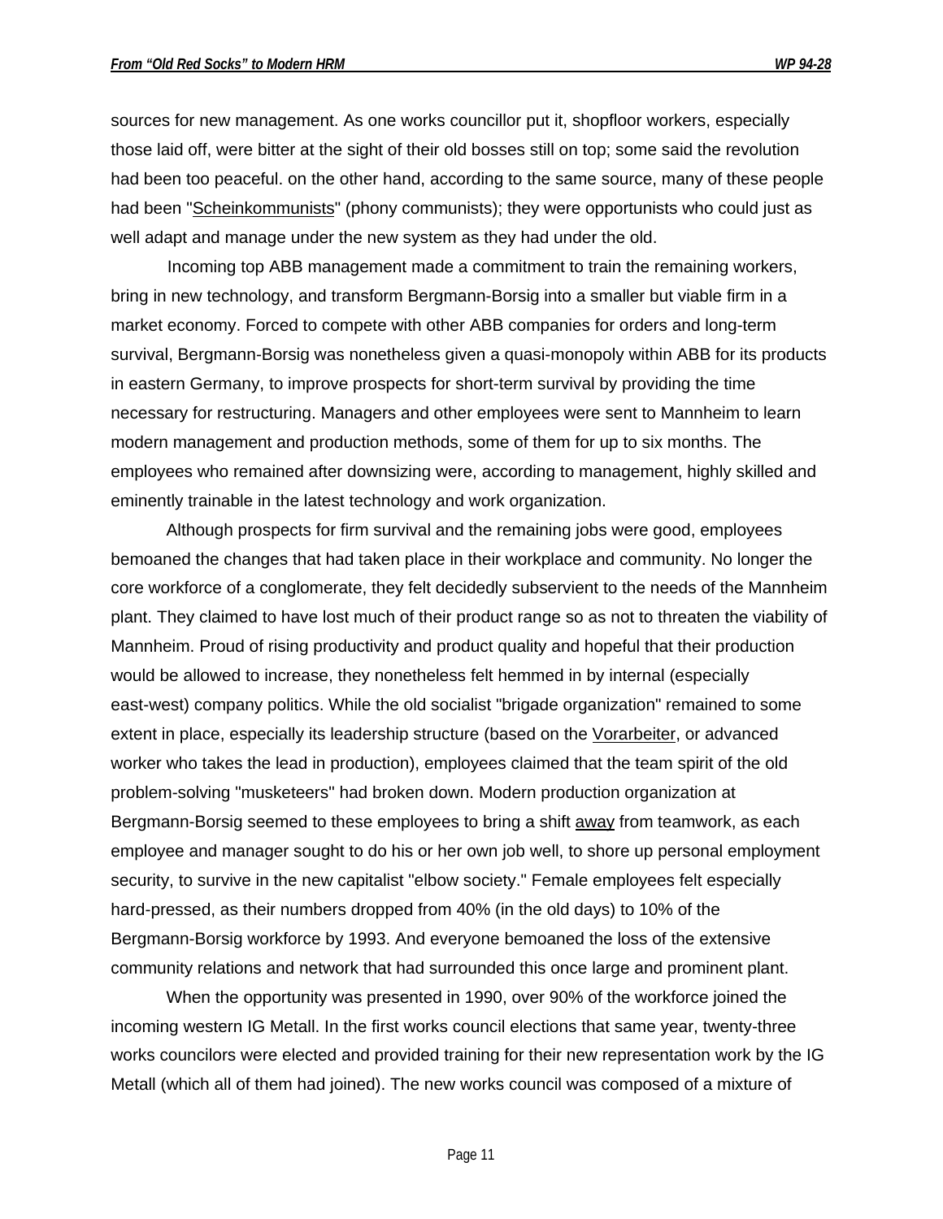sources for new management. As one works councillor put it, shopfloor workers, especially those laid off, were bitter at the sight of their old bosses still on top; some said the revolution had been too peaceful. on the other hand, according to the same source, many of these people had been "Scheinkommunists" (phony communists); they were opportunists who could just as well adapt and manage under the new system as they had under the old.

Incoming top ABB management made a commitment to train the remaining workers, bring in new technology, and transform Bergmann-Borsig into a smaller but viable firm in a market economy. Forced to compete with other ABB companies for orders and long-term survival, Bergmann-Borsig was nonetheless given a quasi-monopoly within ABB for its products in eastern Germany, to improve prospects for short-term survival by providing the time necessary for restructuring. Managers and other employees were sent to Mannheim to learn modern management and production methods, some of them for up to six months. The employees who remained after downsizing were, according to management, highly skilled and eminently trainable in the latest technology and work organization.

Although prospects for firm survival and the remaining jobs were good, employees bemoaned the changes that had taken place in their workplace and community. No longer the core workforce of a conglomerate, they felt decidedly subservient to the needs of the Mannheim plant. They claimed to have lost much of their product range so as not to threaten the viability of Mannheim. Proud of rising productivity and product quality and hopeful that their production would be allowed to increase, they nonetheless felt hemmed in by internal (especially east-west) company politics. While the old socialist "brigade organization" remained to some extent in place, especially its leadership structure (based on the Vorarbeiter, or advanced worker who takes the lead in production), employees claimed that the team spirit of the old problem-solving "musketeers" had broken down. Modern production organization at Bergmann-Borsig seemed to these employees to bring a shift away from teamwork, as each employee and manager sought to do his or her own job well, to shore up personal employment security, to survive in the new capitalist "elbow society." Female employees felt especially hard-pressed, as their numbers dropped from 40% (in the old days) to 10% of the Bergmann-Borsig workforce by 1993. And everyone bemoaned the loss of the extensive community relations and network that had surrounded this once large and prominent plant.

When the opportunity was presented in 1990, over 90% of the workforce joined the incoming western IG Metall. In the first works council elections that same year, twenty-three works councilors were elected and provided training for their new representation work by the IG Metall (which all of them had joined). The new works council was composed of a mixture of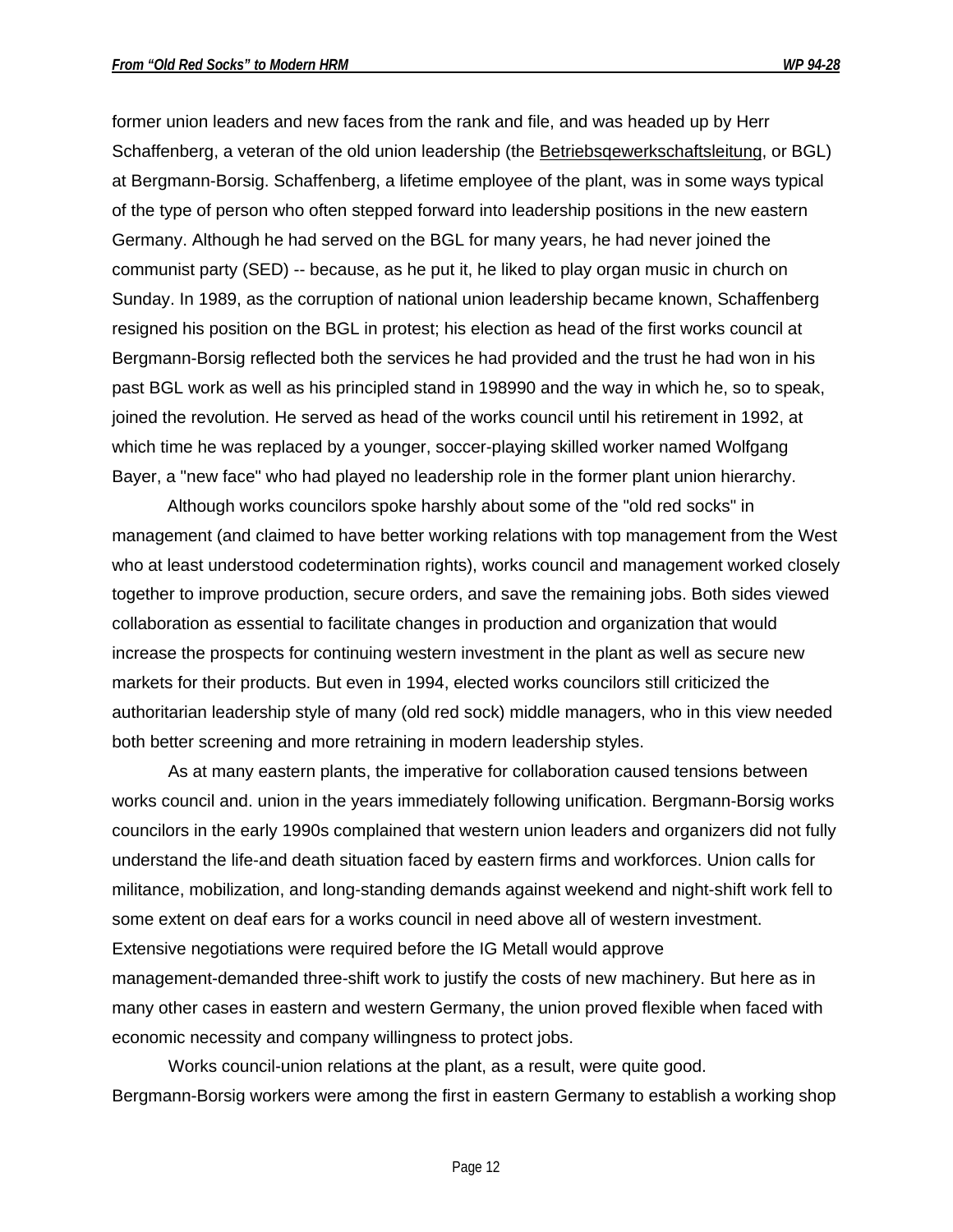former union leaders and new faces from the rank and file, and was headed up by Herr Schaffenberg, a veteran of the old union leadership (the Betriebsgewerkschaftsleitung, or BGL) at Bergmann-Borsig. Schaffenberg, a lifetime employee of the plant, was in some ways typical of the type of person who often stepped forward into leadership positions in the new eastern Germany. Although he had served on the BGL for many years, he had never joined the communist party (SED) -- because, as he put it, he liked to play organ music in church on Sunday. In 1989, as the corruption of national union leadership became known, Schaffenberg resigned his position on the BGL in protest; his election as head of the first works council at Bergmann-Borsig reflected both the services he had provided and the trust he had won in his past BGL work as well as his principled stand in 198990 and the way in which he, so to speak, joined the revolution. He served as head of the works council until his retirement in 1992, at which time he was replaced by a younger, soccer-playing skilled worker named Wolfgang Bayer, a "new face" who had played no leadership role in the former plant union hierarchy.

Although works councilors spoke harshly about some of the "old red socks" in management (and claimed to have better working relations with top management from the West who at least understood codetermination rights), works council and management worked closely together to improve production, secure orders, and save the remaining jobs. Both sides viewed collaboration as essential to facilitate changes in production and organization that would increase the prospects for continuing western investment in the plant as well as secure new markets for their products. But even in 1994, elected works councilors still criticized the authoritarian leadership style of many (old red sock) middle managers, who in this view needed both better screening and more retraining in modern leadership styles.

As at many eastern plants, the imperative for collaboration caused tensions between works council and. union in the years immediately following unification. Bergmann-Borsig works councilors in the early 1990s complained that western union leaders and organizers did not fully understand the life-and death situation faced by eastern firms and workforces. Union calls for militance, mobilization, and long-standing demands against weekend and night-shift work fell to some extent on deaf ears for a works council in need above all of western investment. Extensive negotiations were required before the IG Metall would approve management-demanded three-shift work to justify the costs of new machinery. But here as in many other cases in eastern and western Germany, the union proved flexible when faced with economic necessity and company willingness to protect jobs.

Works council-union relations at the plant, as a result, were quite good. Bergmann-Borsig workers were among the first in eastern Germany to establish a working shop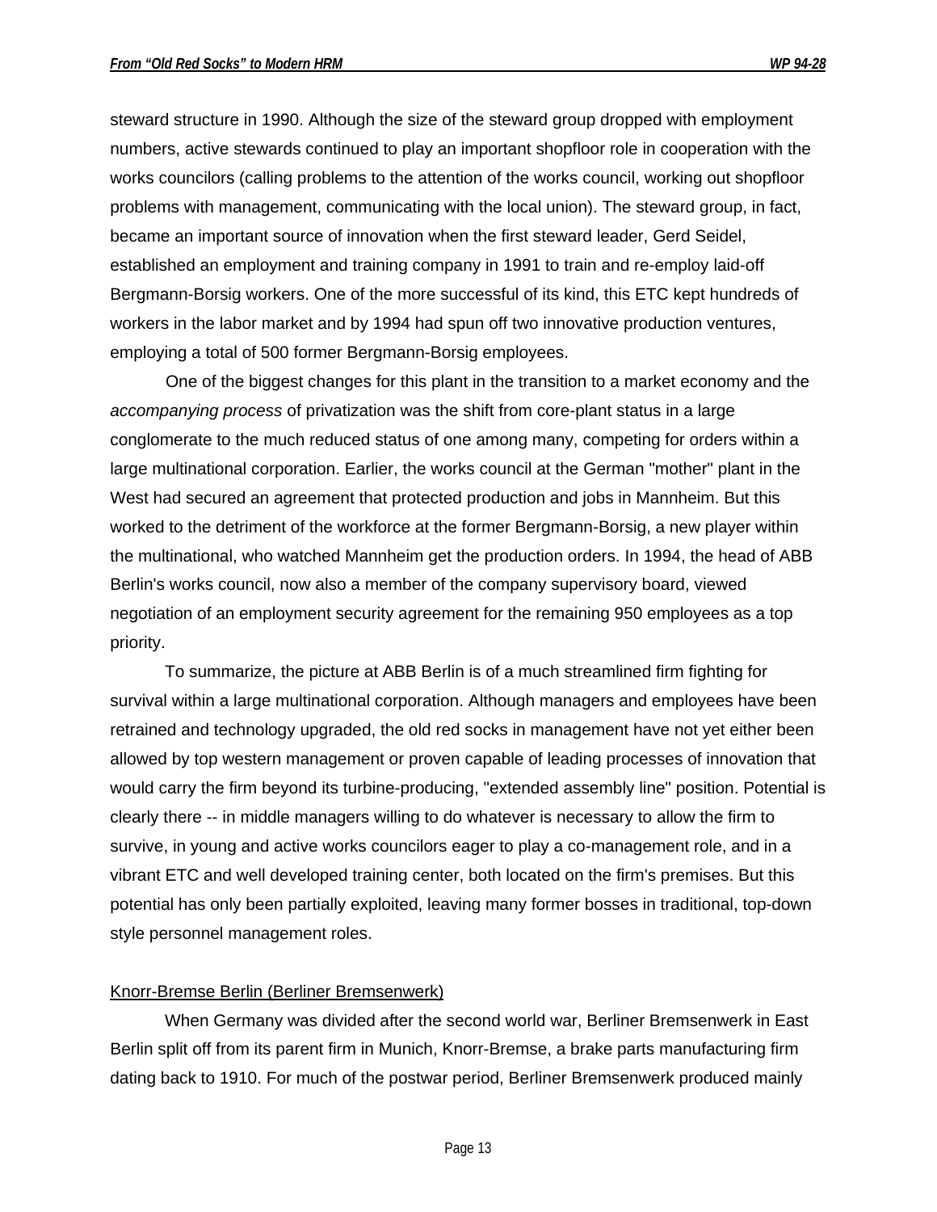steward structure in 1990. Although the size of the steward group dropped with employment numbers, active stewards continued to play an important shopfloor role in cooperation with the works councilors (calling problems to the attention of the works council, working out shopfloor problems with management, communicating with the local union). The steward group, in fact, became an important source of innovation when the first steward leader, Gerd Seidel, established an employment and training company in 1991 to train and re-employ laid-off Bergmann-Borsig workers. One of the more successful of its kind, this ETC kept hundreds of workers in the labor market and by 1994 had spun off two innovative production ventures, employing a total of 500 former Bergmann-Borsig employees.

One of the biggest changes for this plant in the transition to a market economy and the *accompanying process* of privatization was the shift from core-plant status in a large conglomerate to the much reduced status of one among many, competing for orders within a large multinational corporation. Earlier, the works council at the German "mother" plant in the West had secured an agreement that protected production and jobs in Mannheim. But this worked to the detriment of the workforce at the former Bergmann-Borsig, a new player within the multinational, who watched Mannheim get the production orders. In 1994, the head of ABB Berlin's works council, now also a member of the company supervisory board, viewed negotiation of an employment security agreement for the remaining 950 employees as a top priority.

To summarize, the picture at ABB Berlin is of a much streamlined firm fighting for survival within a large multinational corporation. Although managers and employees have been retrained and technology upgraded, the old red socks in management have not yet either been allowed by top western management or proven capable of leading processes of innovation that would carry the firm beyond its turbine-producing, "extended assembly line" position. Potential is clearly there -- in middle managers willing to do whatever is necessary to allow the firm to survive, in young and active works councilors eager to play a co-management role, and in a vibrant ETC and well developed training center, both located on the firm's premises. But this potential has only been partially exploited, leaving many former bosses in traditional, top-down style personnel management roles.

### Knorr-Bremse Berlin (Berliner Bremsenwerk)

When Germany was divided after the second world war, Berliner Bremsenwerk in East Berlin split off from its parent firm in Munich, Knorr-Bremse, a brake parts manufacturing firm dating back to 1910. For much of the postwar period, Berliner Bremsenwerk produced mainly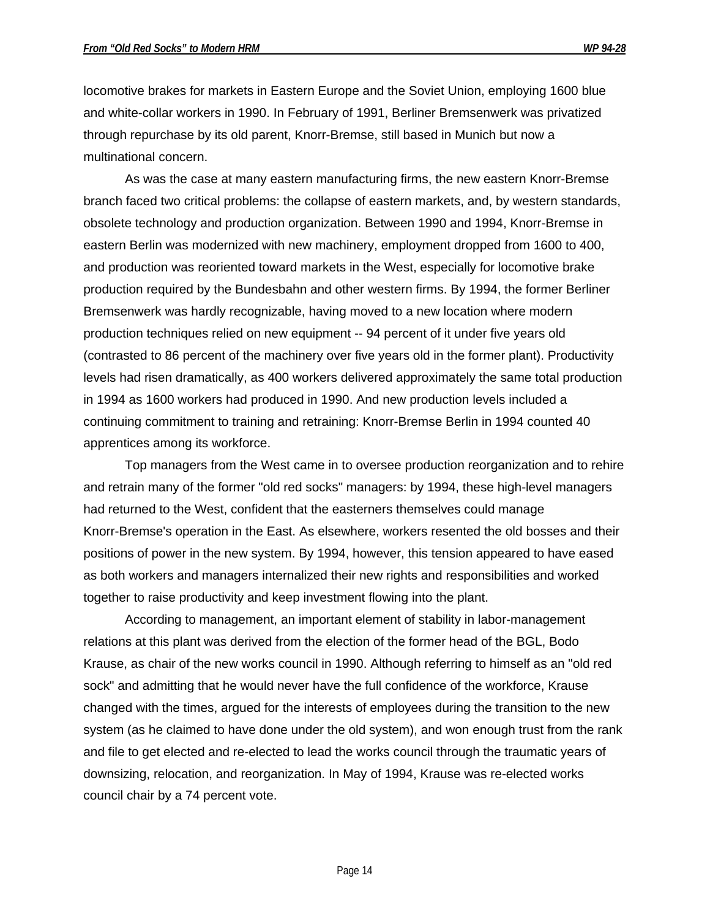locomotive brakes for markets in Eastern Europe and the Soviet Union, employing 1600 blue and white-collar workers in 1990. In February of 1991, Berliner Bremsenwerk was privatized through repurchase by its old parent, Knorr-Bremse, still based in Munich but now a multinational concern.

As was the case at many eastern manufacturing firms, the new eastern Knorr-Bremse branch faced two critical problems: the collapse of eastern markets, and, by western standards, obsolete technology and production organization. Between 1990 and 1994, Knorr-Bremse in eastern Berlin was modernized with new machinery, employment dropped from 1600 to 400, and production was reoriented toward markets in the West, especially for locomotive brake production required by the Bundesbahn and other western firms. By 1994, the former Berliner Bremsenwerk was hardly recognizable, having moved to a new location where modern production techniques relied on new equipment -- 94 percent of it under five years old (contrasted to 86 percent of the machinery over five years old in the former plant). Productivity levels had risen dramatically, as 400 workers delivered approximately the same total production in 1994 as 1600 workers had produced in 1990. And new production levels included a continuing commitment to training and retraining: Knorr-Bremse Berlin in 1994 counted 40 apprentices among its workforce.

Top managers from the West came in to oversee production reorganization and to rehire and retrain many of the former "old red socks" managers: by 1994, these high-level managers had returned to the West, confident that the easterners themselves could manage Knorr-Bremse's operation in the East. As elsewhere, workers resented the old bosses and their positions of power in the new system. By 1994, however, this tension appeared to have eased as both workers and managers internalized their new rights and responsibilities and worked together to raise productivity and keep investment flowing into the plant.

According to management, an important element of stability in labor-management relations at this plant was derived from the election of the former head of the BGL, Bodo Krause, as chair of the new works council in 1990. Although referring to himself as an "old red sock" and admitting that he would never have the full confidence of the workforce, Krause changed with the times, argued for the interests of employees during the transition to the new system (as he claimed to have done under the old system), and won enough trust from the rank and file to get elected and re-elected to lead the works council through the traumatic years of downsizing, relocation, and reorganization. In May of 1994, Krause was re-elected works council chair by a 74 percent vote.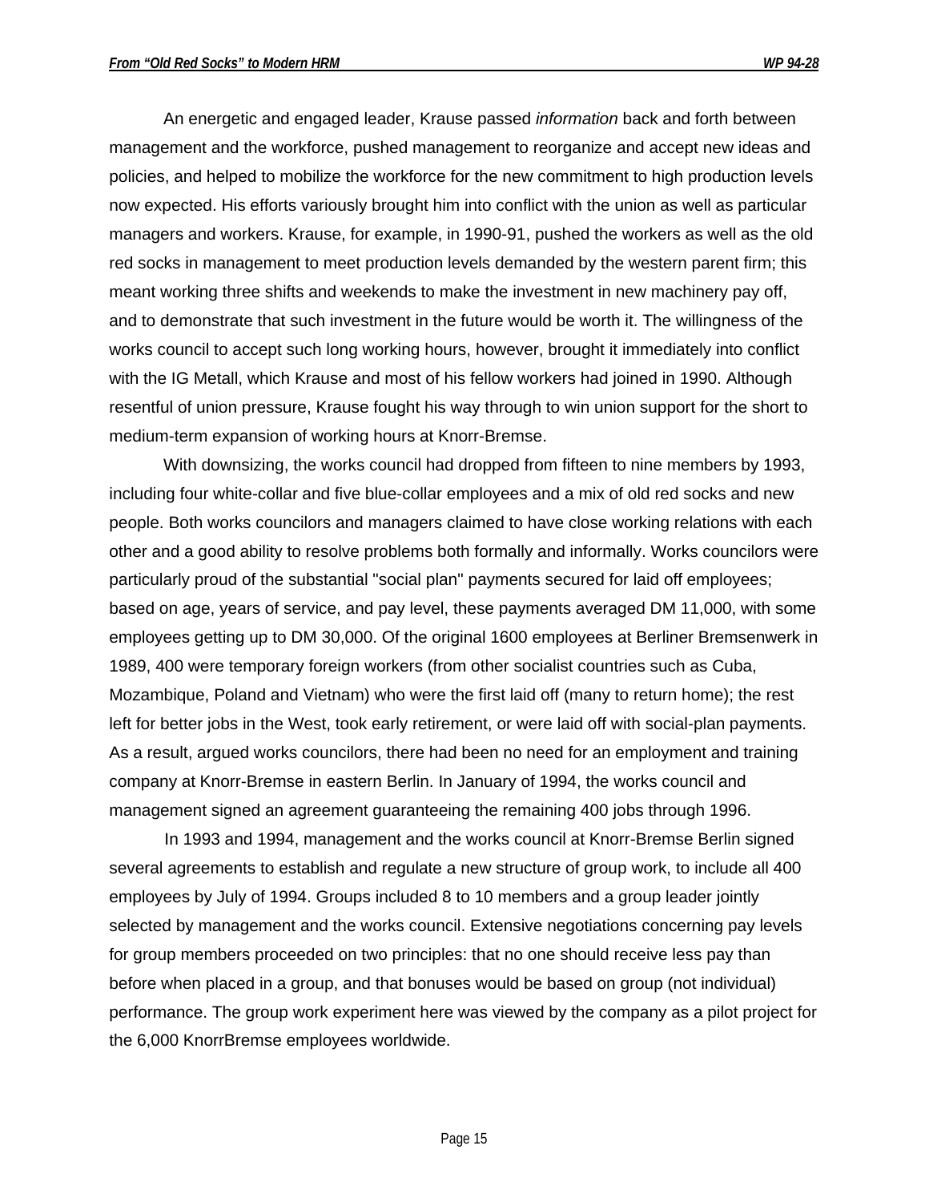An energetic and engaged leader, Krause passed *information* back and forth between management and the workforce, pushed management to reorganize and accept new ideas and policies, and helped to mobilize the workforce for the new commitment to high production levels now expected. His efforts variously brought him into conflict with the union as well as particular managers and workers. Krause, for example, in 1990-91, pushed the workers as well as the old red socks in management to meet production levels demanded by the western parent firm; this meant working three shifts and weekends to make the investment in new machinery pay off, and to demonstrate that such investment in the future would be worth it. The willingness of the works council to accept such long working hours, however, brought it immediately into conflict with the IG Metall, which Krause and most of his fellow workers had joined in 1990. Although resentful of union pressure, Krause fought his way through to win union support for the short to medium-term expansion of working hours at Knorr-Bremse.

With downsizing, the works council had dropped from fifteen to nine members by 1993, including four white-collar and five blue-collar employees and a mix of old red socks and new people. Both works councilors and managers claimed to have close working relations with each other and a good ability to resolve problems both formally and informally. Works councilors were particularly proud of the substantial "social plan" payments secured for laid off employees; based on age, years of service, and pay level, these payments averaged DM 11,000, with some employees getting up to DM 30,000. Of the original 1600 employees at Berliner Bremsenwerk in 1989, 400 were temporary foreign workers (from other socialist countries such as Cuba, Mozambique, Poland and Vietnam) who were the first laid off (many to return home); the rest left for better jobs in the West, took early retirement, or were laid off with social-plan payments. As a result, argued works councilors, there had been no need for an employment and training company at Knorr-Bremse in eastern Berlin. In January of 1994, the works council and management signed an agreement guaranteeing the remaining 400 jobs through 1996.

In 1993 and 1994, management and the works council at Knorr-Bremse Berlin signed several agreements to establish and regulate a new structure of group work, to include all 400 employees by July of 1994. Groups included 8 to 10 members and a group leader jointly selected by management and the works council. Extensive negotiations concerning pay levels for group members proceeded on two principles: that no one should receive less pay than before when placed in a group, and that bonuses would be based on group (not individual) performance. The group work experiment here was viewed by the company as a pilot project for the 6,000 KnorrBremse employees worldwide.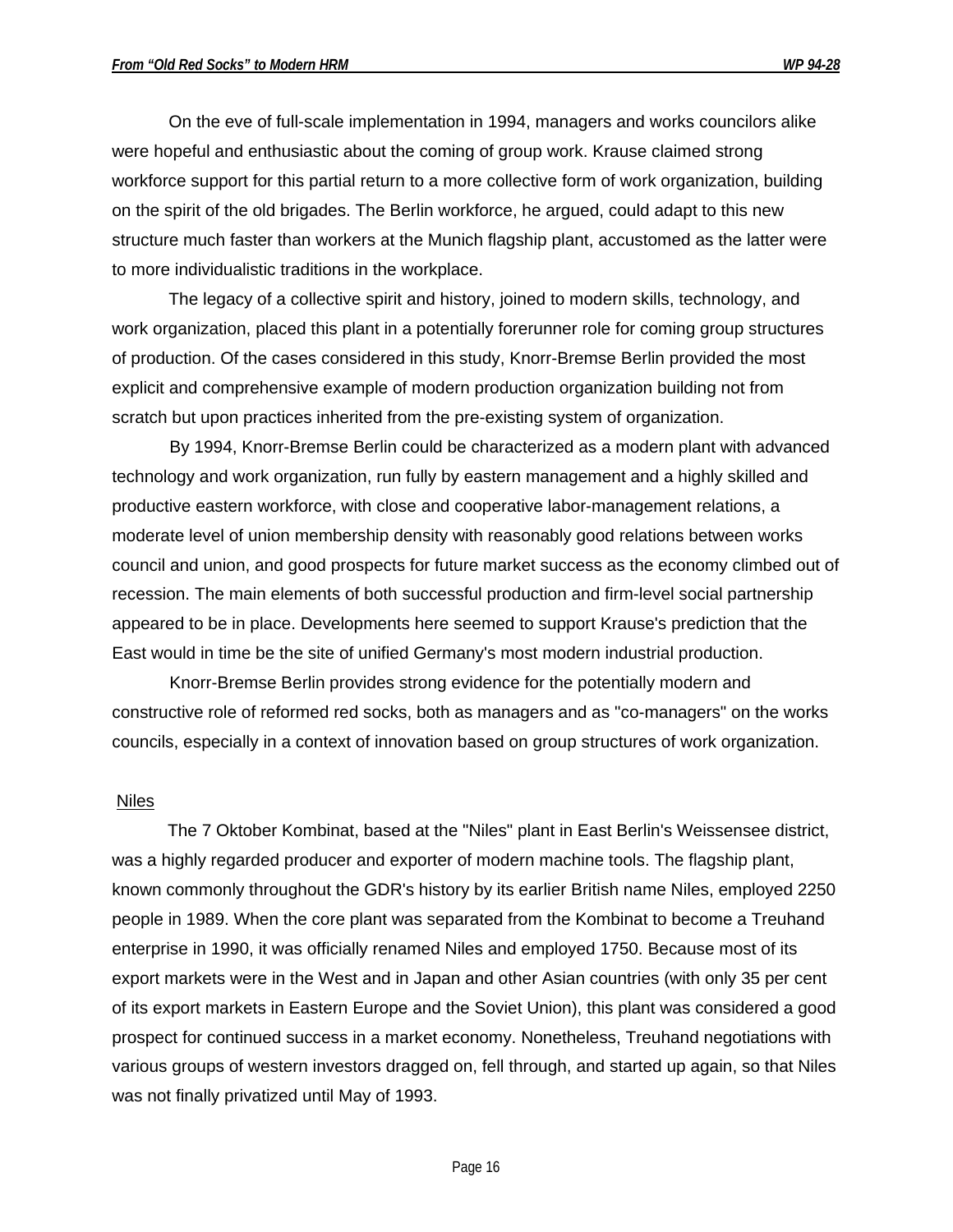On the eve of full-scale implementation in 1994, managers and works councilors alike were hopeful and enthusiastic about the coming of group work. Krause claimed strong workforce support for this partial return to a more collective form of work organization, building on the spirit of the old brigades. The Berlin workforce, he argued, could adapt to this new structure much faster than workers at the Munich flagship plant, accustomed as the latter were to more individualistic traditions in the workplace.

The legacy of a collective spirit and history, joined to modern skills, technology, and work organization, placed this plant in a potentially forerunner role for coming group structures of production. Of the cases considered in this study, Knorr-Bremse Berlin provided the most explicit and comprehensive example of modern production organization building not from scratch but upon practices inherited from the pre-existing system of organization.

By 1994, Knorr-Bremse Berlin could be characterized as a modern plant with advanced technology and work organization, run fully by eastern management and a highly skilled and productive eastern workforce, with close and cooperative labor-management relations, a moderate level of union membership density with reasonably good relations between works council and union, and good prospects for future market success as the economy climbed out of recession. The main elements of both successful production and firm-level social partnership appeared to be in place. Developments here seemed to support Krause's prediction that the East would in time be the site of unified Germany's most modern industrial production.

Knorr-Bremse Berlin provides strong evidence for the potentially modern and constructive role of reformed red socks, both as managers and as "co-managers" on the works councils, especially in a context of innovation based on group structures of work organization.

### Niles

The 7 Oktober Kombinat, based at the "Niles" plant in East Berlin's Weissensee district, was a highly regarded producer and exporter of modern machine tools. The flagship plant, known commonly throughout the GDR's history by its earlier British name Niles, employed 2250 people in 1989. When the core plant was separated from the Kombinat to become a Treuhand enterprise in 1990, it was officially renamed Niles and employed 1750. Because most of its export markets were in the West and in Japan and other Asian countries (with only 35 per cent of its export markets in Eastern Europe and the Soviet Union), this plant was considered a good prospect for continued success in a market economy. Nonetheless, Treuhand negotiations with various groups of western investors dragged on, fell through, and started up again, so that Niles was not finally privatized until May of 1993.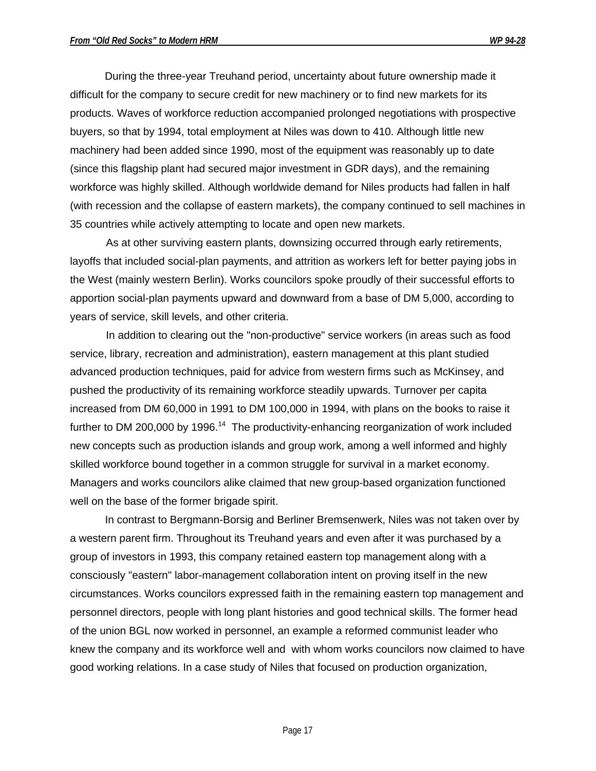During the three-year Treuhand period, uncertainty about future ownership made it difficult for the company to secure credit for new machinery or to find new markets for its products. Waves of workforce reduction accompanied prolonged negotiations with prospective buyers, so that by 1994, total employment at Niles was down to 410. Although little new machinery had been added since 1990, most of the equipment was reasonably up to date (since this flagship plant had secured major investment in GDR days), and the remaining workforce was highly skilled. Although worldwide demand for Niles products had fallen in half (with recession and the collapse of eastern markets), the company continued to sell machines in 35 countries while actively attempting to locate and open new markets.

As at other surviving eastern plants, downsizing occurred through early retirements, layoffs that included social-plan payments, and attrition as workers left for better paying jobs in the West (mainly western Berlin). Works councilors spoke proudly of their successful efforts to apportion social-plan payments upward and downward from a base of DM 5,000, according to years of service, skill levels, and other criteria.

In addition to clearing out the "non-productive" service workers (in areas such as food service, library, recreation and administration), eastern management at this plant studied advanced production techniques, paid for advice from western firms such as McKinsey, and pushed the productivity of its remaining workforce steadily upwards. Turnover per capita increased from DM 60,000 in 1991 to DM 100,000 in 1994, with plans on the books to raise it further to DM 200,000 by 1996.[14] The productivity-enhancing reorganization of work included new concepts such as production islands and group work, among a well informed and highly skilled workforce bound together in a common struggle for survival in a market economy. Managers and works councilors alike claimed that new group-based organization functioned well on the base of the former brigade spirit.

In contrast to Bergmann-Borsig and Berliner Bremsenwerk, Niles was not taken over by a western parent firm. Throughout its Treuhand years and even after it was purchased by a group of investors in 1993, this company retained eastern top management along with a consciously "eastern" labor-management collaboration intent on proving itself in the new circumstances. Works councilors expressed faith in the remaining eastern top management and personnel directors, people with long plant histories and good technical skills. The former head of the union BGL now worked in personnel, an example a reformed communist leader who knew the company and its workforce well and with whom works councilors now claimed to have good working relations. In a case study of Niles that focused on production organization,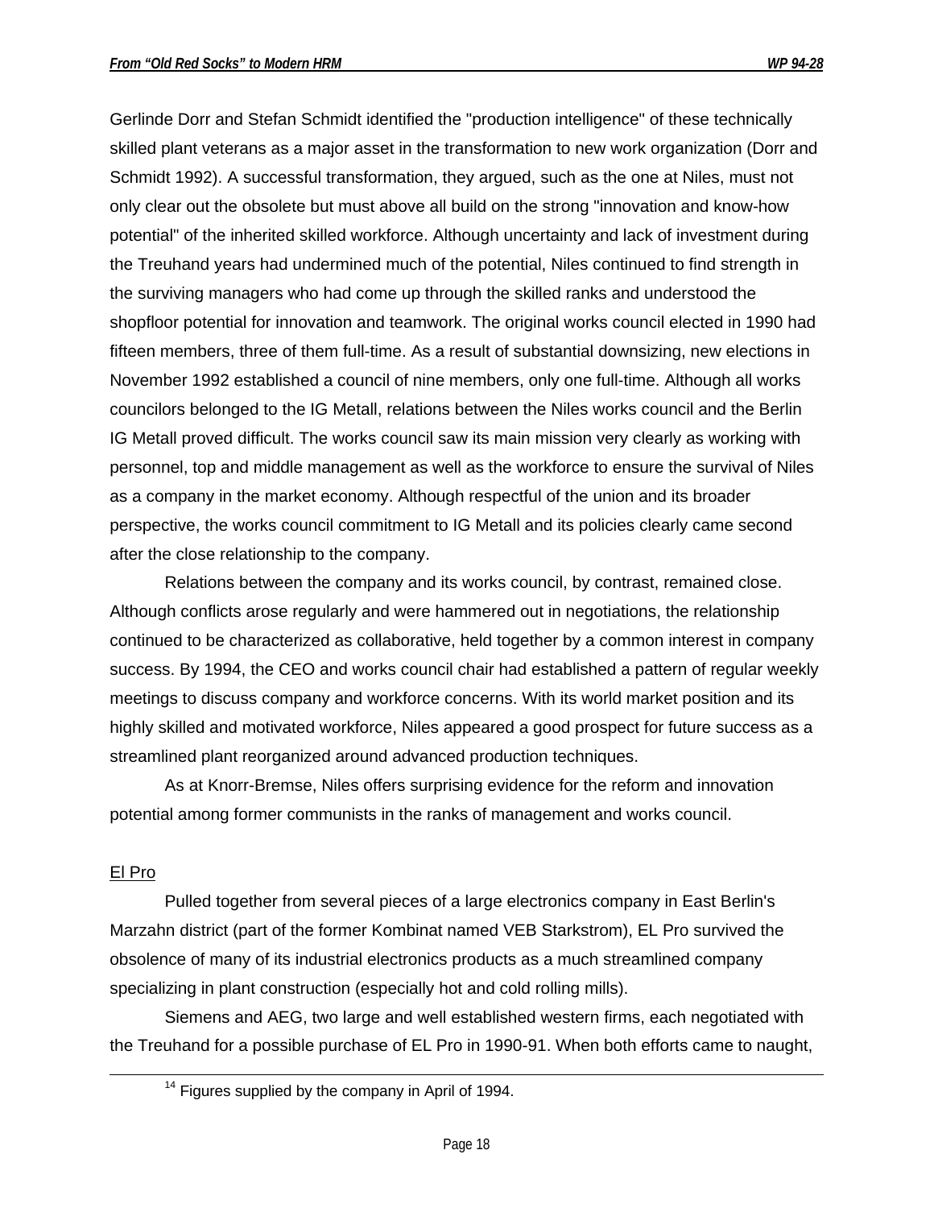Gerlinde Dorr and Stefan Schmidt identified the "production intelligence" of these technically skilled plant veterans as a major asset in the transformation to new work organization (Dorr and Schmidt 1992). A successful transformation, they argued, such as the one at Niles, must not only clear out the obsolete but must above all build on the strong "innovation and know-how potential" of the inherited skilled workforce. Although uncertainty and lack of investment during the Treuhand years had undermined much of the potential, Niles continued to find strength in the surviving managers who had come up through the skilled ranks and understood the shopfloor potential for innovation and teamwork. The original works council elected in 1990 had fifteen members, three of them full-time. As a result of substantial downsizing, new elections in November 1992 established a council of nine members, only one full-time. Although all works councilors belonged to the IG Metall, relations between the Niles works council and the Berlin IG Metall proved difficult. The works council saw its main mission very clearly as working with personnel, top and middle management as well as the workforce to ensure the survival of Niles as a company in the market economy. Although respectful of the union and its broader perspective, the works council commitment to IG Metall and its policies clearly came second after the close relationship to the company.

Relations between the company and its works council, by contrast, remained close. Although conflicts arose regularly and were hammered out in negotiations, the relationship continued to be characterized as collaborative, held together by a common interest in company success. By 1994, the CEO and works council chair had established a pattern of regular weekly meetings to discuss company and workforce concerns. With its world market position and its highly skilled and motivated workforce, Niles appeared a good prospect for future success as a streamlined plant reorganized around advanced production techniques.

As at Knorr-Bremse, Niles offers surprising evidence for the reform and innovation potential among former communists in the ranks of management and works council.

### El Pro

Pulled together from several pieces of a large electronics company in East Berlin's Marzahn district (part of the former Kombinat named VEB Starkstrom), EL Pro survived the obsolence of many of its industrial electronics products as a much streamlined company specializing in plant construction (especially hot and cold rolling mills).

Siemens and AEG, two large and well established western firms, each negotiated with the Treuhand for a possible purchase of EL Pro in 1990-91. When both efforts came to naught,

---

[14] Figures supplied by the company in April of 1994.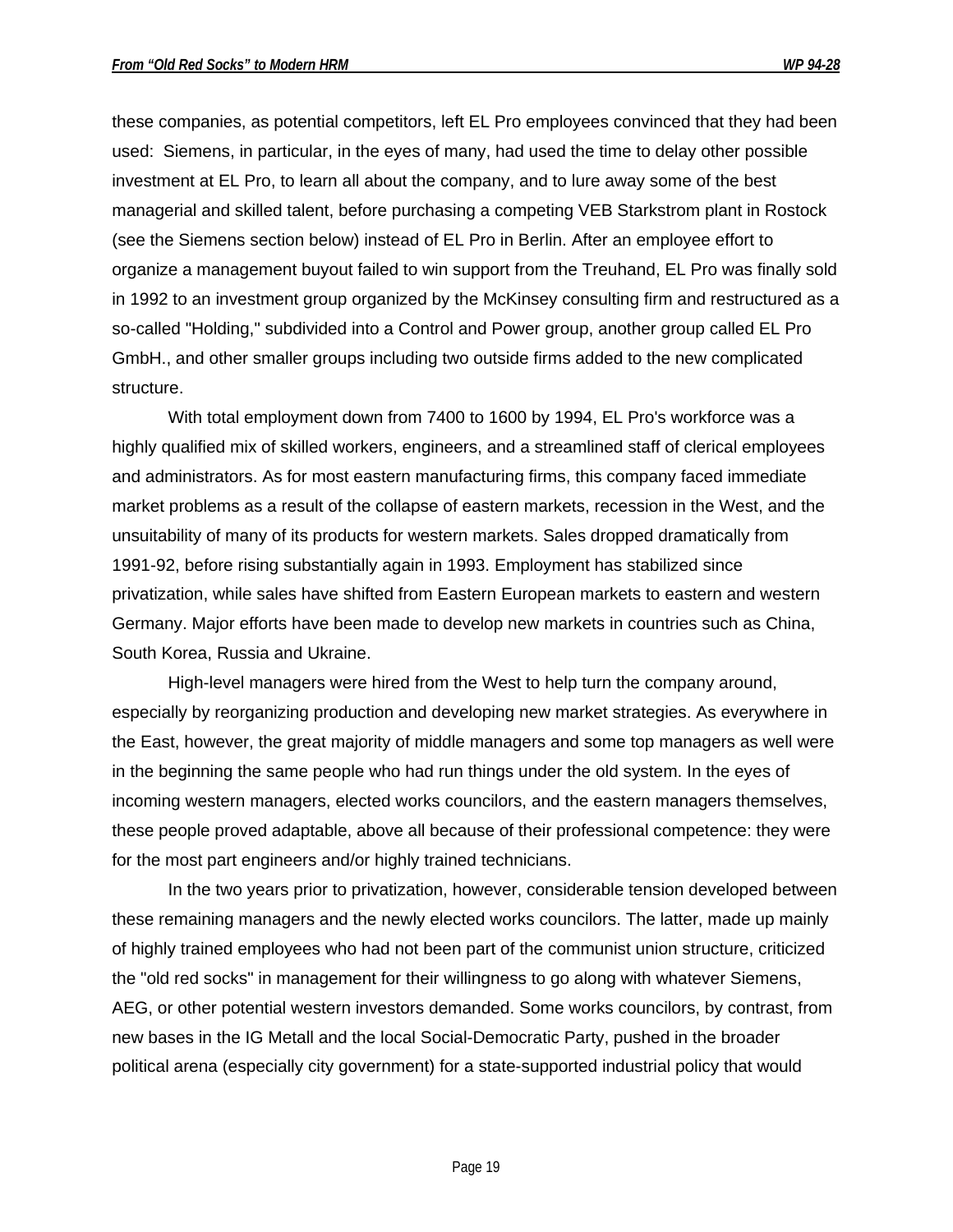these companies, as potential competitors, left EL Pro employees convinced that they had been used: Siemens, in particular, in the eyes of many, had used the time to delay other possible investment at EL Pro, to learn all about the company, and to lure away some of the best managerial and skilled talent, before purchasing a competing VEB Starkstrom plant in Rostock (see the Siemens section below) instead of EL Pro in Berlin. After an employee effort to organize a management buyout failed to win support from the Treuhand, EL Pro was finally sold in 1992 to an investment group organized by the McKinsey consulting firm and restructured as a so-called "Holding," subdivided into a Control and Power group, another group called EL Pro GmbH., and other smaller groups including two outside firms added to the new complicated structure.

With total employment down from 7400 to 1600 by 1994, EL Pro's workforce was a highly qualified mix of skilled workers, engineers, and a streamlined staff of clerical employees and administrators. As for most eastern manufacturing firms, this company faced immediate market problems as a result of the collapse of eastern markets, recession in the West, and the unsuitability of many of its products for western markets. Sales dropped dramatically from 1991-92, before rising substantially again in 1993. Employment has stabilized since privatization, while sales have shifted from Eastern European markets to eastern and western Germany. Major efforts have been made to develop new markets in countries such as China, South Korea, Russia and Ukraine.

High-level managers were hired from the West to help turn the company around, especially by reorganizing production and developing new market strategies. As everywhere in the East, however, the great majority of middle managers and some top managers as well were in the beginning the same people who had run things under the old system. In the eyes of incoming western managers, elected works councilors, and the eastern managers themselves, these people proved adaptable, above all because of their professional competence: they were for the most part engineers and/or highly trained technicians.

In the two years prior to privatization, however, considerable tension developed between these remaining managers and the newly elected works councilors. The latter, made up mainly of highly trained employees who had not been part of the communist union structure, criticized the "old red socks" in management for their willingness to go along with whatever Siemens, AEG, or other potential western investors demanded. Some works councilors, by contrast, from new bases in the IG Metall and the local Social-Democratic Party, pushed in the broader political arena (especially city government) for a state-supported industrial policy that would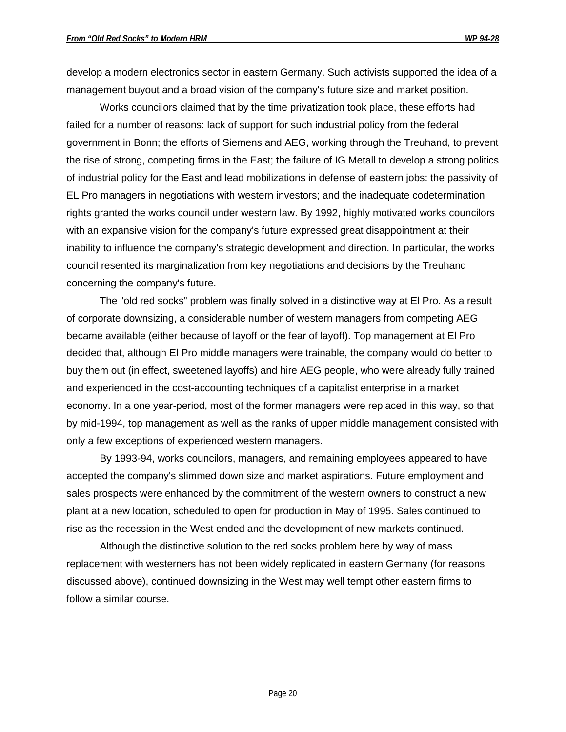develop a modern electronics sector in eastern Germany. Such activists supported the idea of a management buyout and a broad vision of the company's future size and market position.

Works councilors claimed that by the time privatization took place, these efforts had failed for a number of reasons: lack of support for such industrial policy from the federal government in Bonn; the efforts of Siemens and AEG, working through the Treuhand, to prevent the rise of strong, competing firms in the East; the failure of IG Metall to develop a strong politics of industrial policy for the East and lead mobilizations in defense of eastern jobs: the passivity of EL Pro managers in negotiations with western investors; and the inadequate codetermination rights granted the works council under western law. By 1992, highly motivated works councilors with an expansive vision for the company's future expressed great disappointment at their inability to influence the company's strategic development and direction. In particular, the works council resented its marginalization from key negotiations and decisions by the Treuhand concerning the company's future.

The "old red socks" problem was finally solved in a distinctive way at El Pro. As a result of corporate downsizing, a considerable number of western managers from competing AEG became available (either because of layoff or the fear of layoff). Top management at El Pro decided that, although El Pro middle managers were trainable, the company would do better to buy them out (in effect, sweetened layoffs) and hire AEG people, who were already fully trained and experienced in the cost-accounting techniques of a capitalist enterprise in a market economy. In a one year-period, most of the former managers were replaced in this way, so that by mid-1994, top management as well as the ranks of upper middle management consisted with only a few exceptions of experienced western managers.

By 1993-94, works councilors, managers, and remaining employees appeared to have accepted the company's slimmed down size and market aspirations. Future employment and sales prospects were enhanced by the commitment of the western owners to construct a new plant at a new location, scheduled to open for production in May of 1995. Sales continued to rise as the recession in the West ended and the development of new markets continued.

Although the distinctive solution to the red socks problem here by way of mass replacement with westerners has not been widely replicated in eastern Germany (for reasons discussed above), continued downsizing in the West may well tempt other eastern firms to follow a similar course.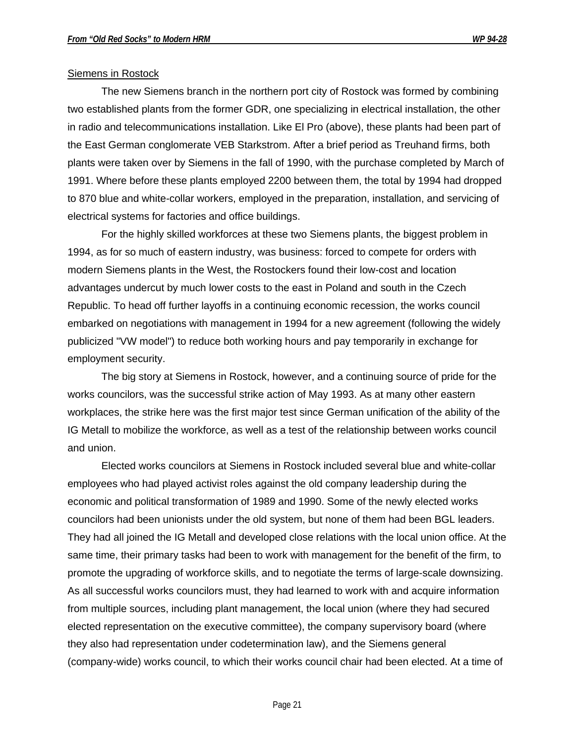Siemens in Rostock

The new Siemens branch in the northern port city of Rostock was formed by combining two established plants from the former GDR, one specializing in electrical installation, the other in radio and telecommunications installation. Like El Pro (above), these plants had been part of the East German conglomerate VEB Starkstrom. After a brief period as Treuhand firms, both plants were taken over by Siemens in the fall of 1990, with the purchase completed by March of 1991. Where before these plants employed 2200 between them, the total by 1994 had dropped to 870 blue and white-collar workers, employed in the preparation, installation, and servicing of electrical systems for factories and office buildings.

For the highly skilled workforces at these two Siemens plants, the biggest problem in 1994, as for so much of eastern industry, was business: forced to compete for orders with modern Siemens plants in the West, the Rostockers found their low-cost and location advantages undercut by much lower costs to the east in Poland and south in the Czech Republic. To head off further layoffs in a continuing economic recession, the works council embarked on negotiations with management in 1994 for a new agreement (following the widely publicized "VW model") to reduce both working hours and pay temporarily in exchange for employment security.

The big story at Siemens in Rostock, however, and a continuing source of pride for the works councilors, was the successful strike action of May 1993. As at many other eastern workplaces, the strike here was the first major test since German unification of the ability of the IG Metall to mobilize the workforce, as well as a test of the relationship between works council and union.

Elected works councilors at Siemens in Rostock included several blue and white-collar employees who had played activist roles against the old company leadership during the economic and political transformation of 1989 and 1990. Some of the newly elected works councilors had been unionists under the old system, but none of them had been BGL leaders. They had all joined the IG Metall and developed close relations with the local union office. At the same time, their primary tasks had been to work with management for the benefit of the firm, to promote the upgrading of workforce skills, and to negotiate the terms of large-scale downsizing. As all successful works councilors must, they had learned to work with and acquire information from multiple sources, including plant management, the local union (where they had secured elected representation on the executive committee), the company supervisory board (where they also had representation under codetermination law), and the Siemens general (company-wide) works council, to which their works council chair had been elected. At a time of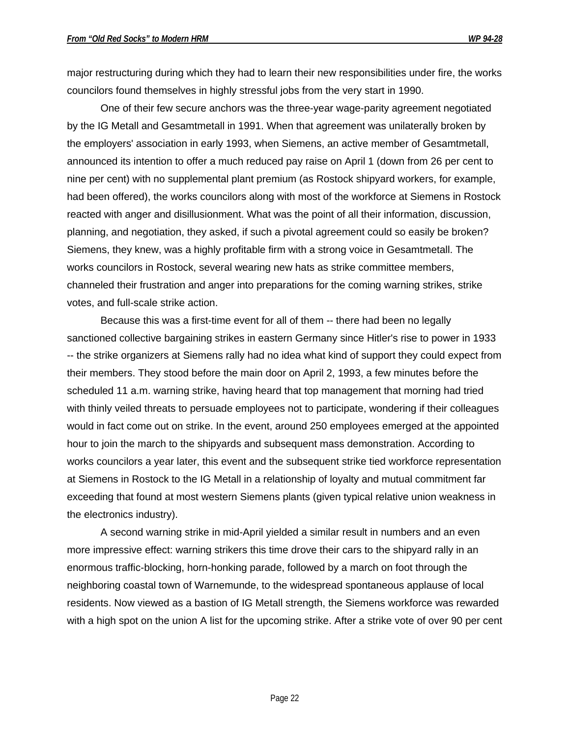major restructuring during which they had to learn their new responsibilities under fire, the works councilors found themselves in highly stressful jobs from the very start in 1990.

One of their few secure anchors was the three-year wage-parity agreement negotiated by the IG Metall and Gesamtmetall in 1991. When that agreement was unilaterally broken by the employers' association in early 1993, when Siemens, an active member of Gesamtmetall, announced its intention to offer a much reduced pay raise on April 1 (down from 26 per cent to nine per cent) with no supplemental plant premium (as Rostock shipyard workers, for example, had been offered), the works councilors along with most of the workforce at Siemens in Rostock reacted with anger and disillusionment. What was the point of all their information, discussion, planning, and negotiation, they asked, if such a pivotal agreement could so easily be broken? Siemens, they knew, was a highly profitable firm with a strong voice in Gesamtmetall. The works councilors in Rostock, several wearing new hats as strike committee members, channeled their frustration and anger into preparations for the coming warning strikes, strike votes, and full-scale strike action.

Because this was a first-time event for all of them -- there had been no legally sanctioned collective bargaining strikes in eastern Germany since Hitler's rise to power in 1933 -- the strike organizers at Siemens rally had no idea what kind of support they could expect from their members. They stood before the main door on April 2, 1993, a few minutes before the scheduled 11 a.m. warning strike, having heard that top management that morning had tried with thinly veiled threats to persuade employees not to participate, wondering if their colleagues would in fact come out on strike. In the event, around 250 employees emerged at the appointed hour to join the march to the shipyards and subsequent mass demonstration. According to works councilors a year later, this event and the subsequent strike tied workforce representation at Siemens in Rostock to the IG Metall in a relationship of loyalty and mutual commitment far exceeding that found at most western Siemens plants (given typical relative union weakness in the electronics industry).

A second warning strike in mid-April yielded a similar result in numbers and an even more impressive effect: warning strikers this time drove their cars to the shipyard rally in an enormous traffic-blocking, horn-honking parade, followed by a march on foot through the neighboring coastal town of Warnemunde, to the widespread spontaneous applause of local residents. Now viewed as a bastion of IG Metall strength, the Siemens workforce was rewarded with a high spot on the union A list for the upcoming strike. After a strike vote of over 90 per cent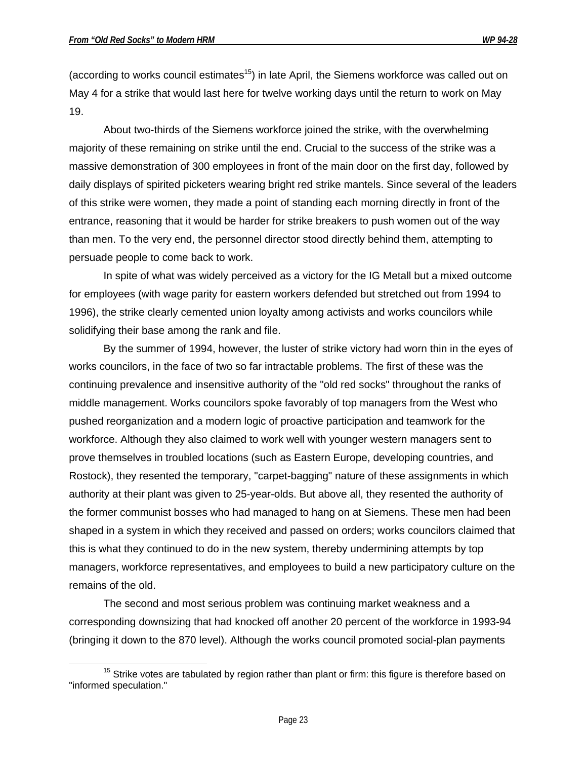(according to works council estimates[15]) in late April, the Siemens workforce was called out on May 4 for a strike that would last here for twelve working days until the return to work on May 19.

About two-thirds of the Siemens workforce joined the strike, with the overwhelming majority of these remaining on strike until the end. Crucial to the success of the strike was a massive demonstration of 300 employees in front of the main door on the first day, followed by daily displays of spirited picketers wearing bright red strike mantels. Since several of the leaders of this strike were women, they made a point of standing each morning directly in front of the entrance, reasoning that it would be harder for strike breakers to push women out of the way than men. To the very end, the personnel director stood directly behind them, attempting to persuade people to come back to work.

In spite of what was widely perceived as a victory for the IG Metall but a mixed outcome for employees (with wage parity for eastern workers defended but stretched out from 1994 to 1996), the strike clearly cemented union loyalty among activists and works councilors while solidifying their base among the rank and file.

By the summer of 1994, however, the luster of strike victory had worn thin in the eyes of works councilors, in the face of two so far intractable problems. The first of these was the continuing prevalence and insensitive authority of the "old red socks" throughout the ranks of middle management. Works councilors spoke favorably of top managers from the West who pushed reorganization and a modern logic of proactive participation and teamwork for the workforce. Although they also claimed to work well with younger western managers sent to prove themselves in troubled locations (such as Eastern Europe, developing countries, and Rostock), they resented the temporary, "carpet-bagging" nature of these assignments in which authority at their plant was given to 25-year-olds. But above all, they resented the authority of the former communist bosses who had managed to hang on at Siemens. These men had been shaped in a system in which they received and passed on orders; works councilors claimed that this is what they continued to do in the new system, thereby undermining attempts by top managers, workforce representatives, and employees to build a new participatory culture on the remains of the old.

The second and most serious problem was continuing market weakness and a corresponding downsizing that had knocked off another 20 percent of the workforce in 1993-94 (bringing it down to the 870 level). Although the works council promoted social-plan payments

[15] Strike votes are tabulated by region rather than plant or firm: this figure is therefore based on "informed speculation."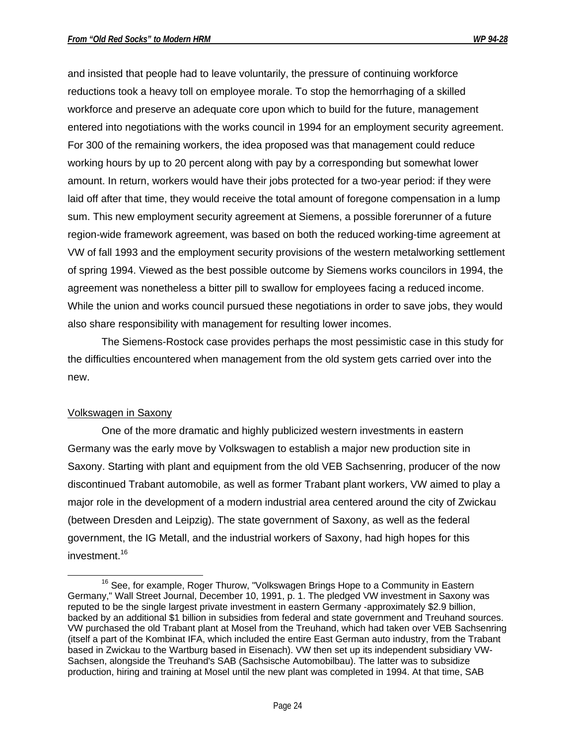and insisted that people had to leave voluntarily, the pressure of continuing workforce reductions took a heavy toll on employee morale. To stop the hemorrhaging of a skilled workforce and preserve an adequate core upon which to build for the future, management entered into negotiations with the works council in 1994 for an employment security agreement. For 300 of the remaining workers, the idea proposed was that management could reduce working hours by up to 20 percent along with pay by a corresponding but somewhat lower amount. In return, workers would have their jobs protected for a two-year period: if they were laid off after that time, they would receive the total amount of foregone compensation in a lump sum. This new employment security agreement at Siemens, a possible forerunner of a future region-wide framework agreement, was based on both the reduced working-time agreement at VW of fall 1993 and the employment security provisions of the western metalworking settlement of spring 1994. Viewed as the best possible outcome by Siemens works councilors in 1994, the agreement was nonetheless a bitter pill to swallow for employees facing a reduced income. While the union and works council pursued these negotiations in order to save jobs, they would also share responsibility with management for resulting lower incomes.

The Siemens-Rostock case provides perhaps the most pessimistic case in this study for the difficulties encountered when management from the old system gets carried over into the new.

### Volkswagen in Saxony

One of the more dramatic and highly publicized western investments in eastern Germany was the early move by Volkswagen to establish a major new production site in Saxony. Starting with plant and equipment from the old VEB Sachsenring, producer of the now discontinued Trabant automobile, as well as former Trabant plant workers, VW aimed to play a major role in the development of a modern industrial area centered around the city of Zwickau (between Dresden and Leipzig). The state government of Saxony, as well as the federal government, the IG Metall, and the industrial workers of Saxony, had high hopes for this investment.[16]

---

[16] See, for example, Roger Thurow, "Volkswagen Brings Hope to a Community in Eastern Germany," Wall Street Journal, December 10, 1991, p. 1. The pledged VW investment in Saxony was reputed to be the single largest private investment in eastern Germany -approximately $2.9 billion, backed by an additional $1 billion in subsidies from federal and state government and Treuhand sources. VW purchased the old Trabant plant at Mosel from the Treuhand, which had taken over VEB Sachsenring (itself a part of the Kombinat IFA, which included the entire East German auto industry, from the Trabant based in Zwickau to the Wartburg based in Eisenach). VW then set up its independent subsidiary VW-Sachsen, alongside the Treuhand's SAB (Sachsische Automobilbau). The latter was to subsidize production, hiring and training at Mosel until the new plant was completed in 1994. At that time, SAB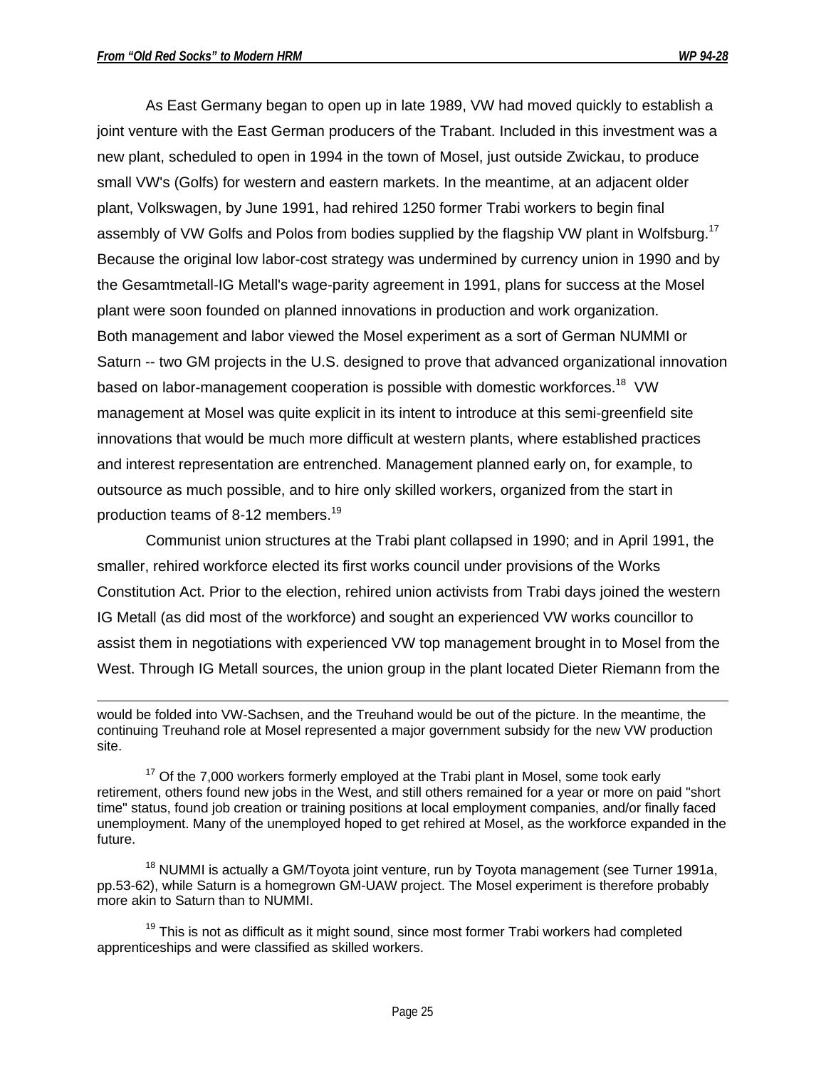As East Germany began to open up in late 1989, VW had moved quickly to establish a joint venture with the East German producers of the Trabant. Included in this investment was a new plant, scheduled to open in 1994 in the town of Mosel, just outside Zwickau, to produce small VW's (Golfs) for western and eastern markets. In the meantime, at an adjacent older plant, Volkswagen, by June 1991, had rehired 1250 former Trabi workers to begin final assembly of VW Golfs and Polos from bodies supplied by the flagship VW plant in Wolfsburg.[17] Because the original low labor-cost strategy was undermined by currency union in 1990 and by the Gesamtmetall-IG Metall's wage-parity agreement in 1991, plans for success at the Mosel plant were soon founded on planned innovations in production and work organization.
Both management and labor viewed the Mosel experiment as a sort of German NUMMI or Saturn -- two GM projects in the U.S. designed to prove that advanced organizational innovation based on labor-management cooperation is possible with domestic workforces.[18] VW management at Mosel was quite explicit in its intent to introduce at this semi-greenfield site innovations that would be much more difficult at western plants, where established practices and interest representation are entrenched. Management planned early on, for example, to outsource as much possible, and to hire only skilled workers, organized from the start in production teams of 8-12 members.[19]

Communist union structures at the Trabi plant collapsed in 1990; and in April 1991, the smaller, rehired workforce elected its first works council under provisions of the Works Constitution Act. Prior to the election, rehired union activists from Trabi days joined the western IG Metall (as did most of the workforce) and sought an experienced VW works councillor to assist them in negotiations with experienced VW top management brought in to Mosel from the West. Through IG Metall sources, the union group in the plant located Dieter Riemann from the

---

would be folded into VW-Sachsen, and the Treuhand would be out of the picture. In the meantime, the continuing Treuhand role at Mosel represented a major government subsidy for the new VW production site.

[17] Of the 7,000 workers formerly employed at the Trabi plant in Mosel, some took early retirement, others found new jobs in the West, and still others remained for a year or more on paid "short time" status, found job creation or training positions at local employment companies, and/or finally faced unemployment. Many of the unemployed hoped to get rehired at Mosel, as the workforce expanded in the future.

[18] NUMMI is actually a GM/Toyota joint venture, run by Toyota management (see Turner 1991a, pp.53-62), while Saturn is a homegrown GM-UAW project. The Mosel experiment is therefore probably more akin to Saturn than to NUMMI.

[19] This is not as difficult as it might sound, since most former Trabi workers had completed apprenticeships and were classified as skilled workers.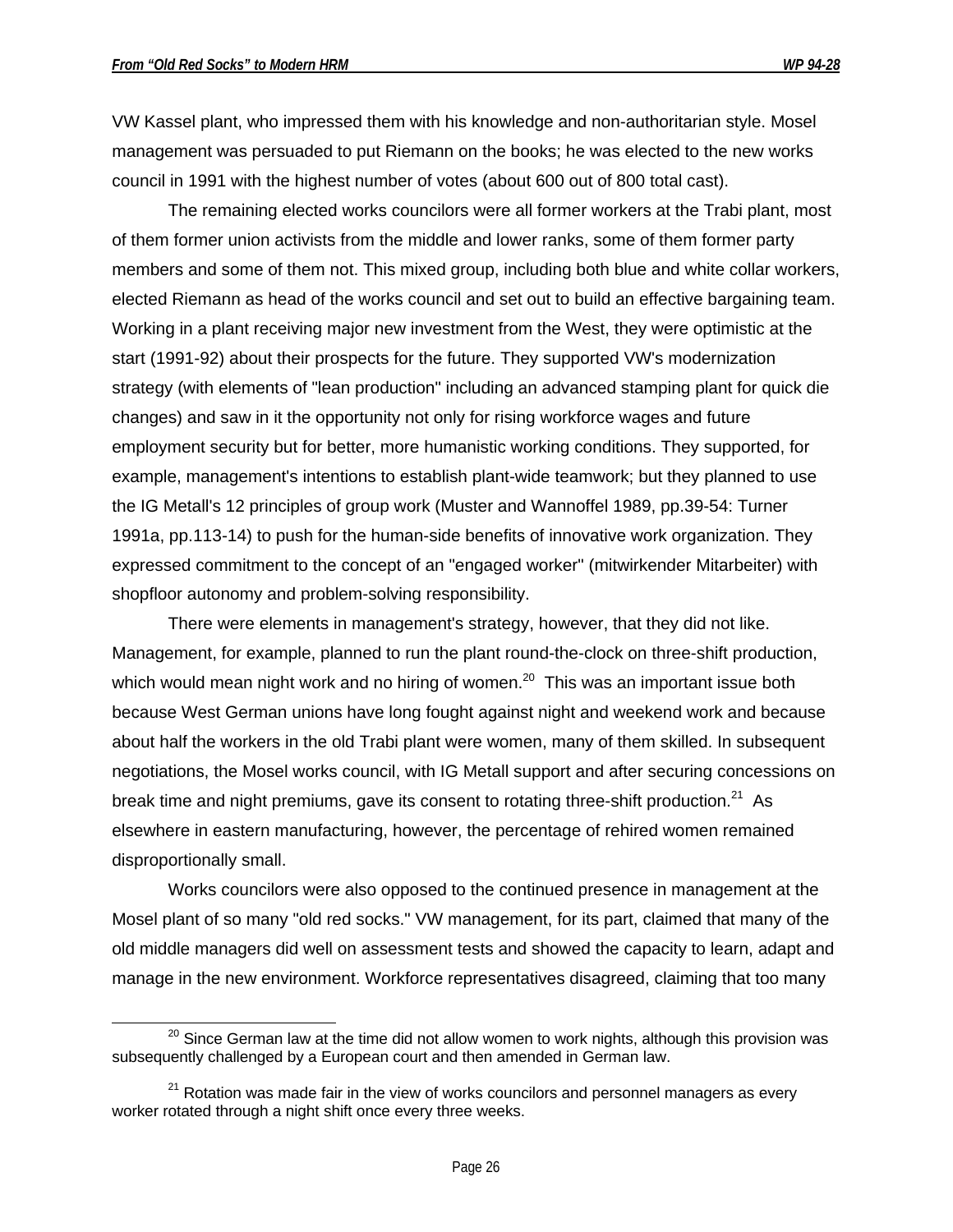VW Kassel plant, who impressed them with his knowledge and non-authoritarian style. Mosel management was persuaded to put Riemann on the books; he was elected to the new works council in 1991 with the highest number of votes (about 600 out of 800 total cast).

The remaining elected works councilors were all former workers at the Trabi plant, most of them former union activists from the middle and lower ranks, some of them former party members and some of them not. This mixed group, including both blue and white collar workers, elected Riemann as head of the works council and set out to build an effective bargaining team. Working in a plant receiving major new investment from the West, they were optimistic at the start (1991-92) about their prospects for the future. They supported VW's modernization strategy (with elements of "lean production" including an advanced stamping plant for quick die changes) and saw in it the opportunity not only for rising workforce wages and future employment security but for better, more humanistic working conditions. They supported, for example, management's intentions to establish plant-wide teamwork; but they planned to use the IG Metall's 12 principles of group work (Muster and Wannoffel 1989, pp.39-54: Turner 1991a, pp.113-14) to push for the human-side benefits of innovative work organization. They expressed commitment to the concept of an "engaged worker" (mitwirkender Mitarbeiter) with shopfloor autonomy and problem-solving responsibility.

There were elements in management's strategy, however, that they did not like. Management, for example, planned to run the plant round-the-clock on three-shift production, which would mean night work and no hiring of women.[20] This was an important issue both because West German unions have long fought against night and weekend work and because about half the workers in the old Trabi plant were women, many of them skilled. In subsequent negotiations, the Mosel works council, with IG Metall support and after securing concessions on break time and night premiums, gave its consent to rotating three-shift production.[21] As elsewhere in eastern manufacturing, however, the percentage of rehired women remained disproportionally small.

Works councilors were also opposed to the continued presence in management at the Mosel plant of so many "old red socks." VW management, for its part, claimed that many of the old middle managers did well on assessment tests and showed the capacity to learn, adapt and manage in the new environment. Workforce representatives disagreed, claiming that too many

---

[20] Since German law at the time did not allow women to work nights, although this provision was subsequently challenged by a European court and then amended in German law.

[21] Rotation was made fair in the view of works councilors and personnel managers as every worker rotated through a night shift once every three weeks.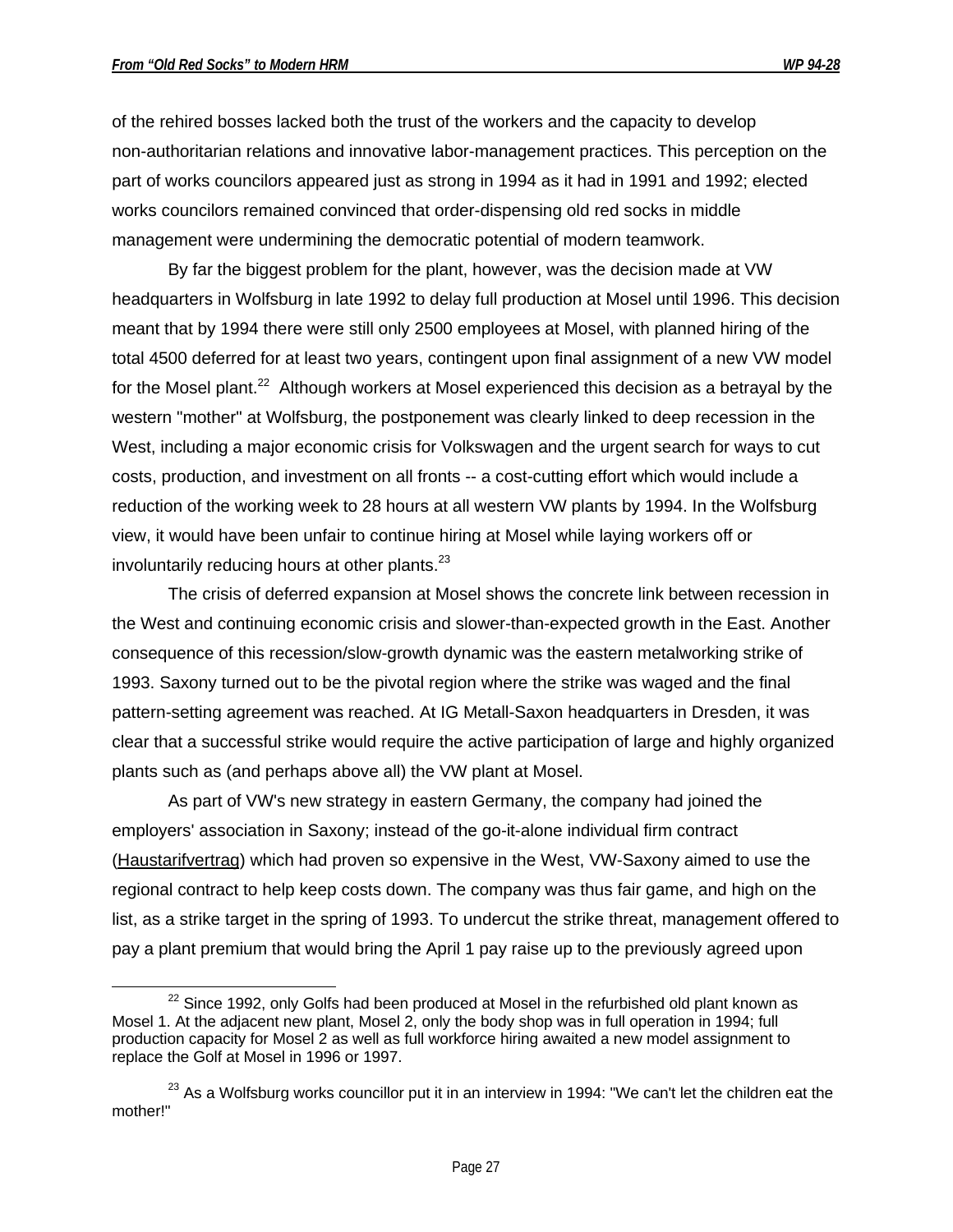of the rehired bosses lacked both the trust of the workers and the capacity to develop non-authoritarian relations and innovative labor-management practices. This perception on the part of works councilors appeared just as strong in 1994 as it had in 1991 and 1992; elected works councilors remained convinced that order-dispensing old red socks in middle management were undermining the democratic potential of modern teamwork.

By far the biggest problem for the plant, however, was the decision made at VW headquarters in Wolfsburg in late 1992 to delay full production at Mosel until 1996. This decision meant that by 1994 there were still only 2500 employees at Mosel, with planned hiring of the total 4500 deferred for at least two years, contingent upon final assignment of a new VW model for the Mosel plant.[22] Although workers at Mosel experienced this decision as a betrayal by the western "mother" at Wolfsburg, the postponement was clearly linked to deep recession in the West, including a major economic crisis for Volkswagen and the urgent search for ways to cut costs, production, and investment on all fronts -- a cost-cutting effort which would include a reduction of the working week to 28 hours at all western VW plants by 1994. In the Wolfsburg view, it would have been unfair to continue hiring at Mosel while laying workers off or involuntarily reducing hours at other plants.[23]

The crisis of deferred expansion at Mosel shows the concrete link between recession in the West and continuing economic crisis and slower-than-expected growth in the East. Another consequence of this recession/slow-growth dynamic was the eastern metalworking strike of 1993. Saxony turned out to be the pivotal region where the strike was waged and the final pattern-setting agreement was reached. At IG Metall-Saxon headquarters in Dresden, it was clear that a successful strike would require the active participation of large and highly organized plants such as (and perhaps above all) the VW plant at Mosel.

As part of VW's new strategy in eastern Germany, the company had joined the employers' association in Saxony; instead of the go-it-alone individual firm contract (Haustarifvertrag) which had proven so expensive in the West, VW-Saxony aimed to use the regional contract to help keep costs down. The company was thus fair game, and high on the list, as a strike target in the spring of 1993. To undercut the strike threat, management offered to pay a plant premium that would bring the April 1 pay raise up to the previously agreed upon

---

[22] Since 1992, only Golfs had been produced at Mosel in the refurbished old plant known as Mosel 1. At the adjacent new plant, Mosel 2, only the body shop was in full operation in 1994; full production capacity for Mosel 2 as well as full workforce hiring awaited a new model assignment to replace the Golf at Mosel in 1996 or 1997.

[23] As a Wolfsburg works councillor put it in an interview in 1994: "We can't let the children eat the mother!"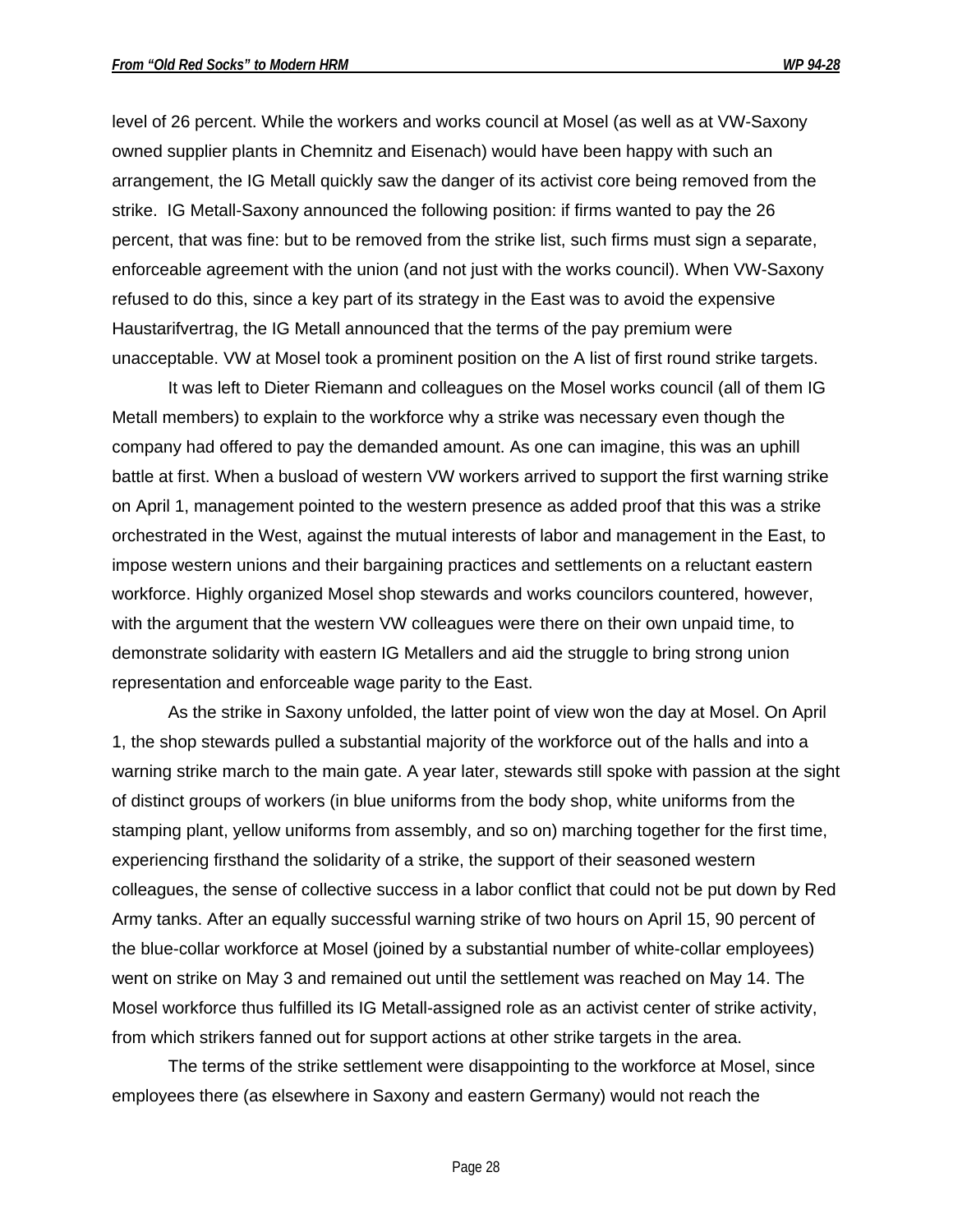level of 26 percent. While the workers and works council at Mosel (as well as at VW-Saxony owned supplier plants in Chemnitz and Eisenach) would have been happy with such an arrangement, the IG Metall quickly saw the danger of its activist core being removed from the strike. IG Metall-Saxony announced the following position: if firms wanted to pay the 26 percent, that was fine: but to be removed from the strike list, such firms must sign a separate, enforceable agreement with the union (and not just with the works council). When VW-Saxony refused to do this, since a key part of its strategy in the East was to avoid the expensive Haustarifvertrag, the IG Metall announced that the terms of the pay premium were unacceptable. VW at Mosel took a prominent position on the A list of first round strike targets.

It was left to Dieter Riemann and colleagues on the Mosel works council (all of them IG Metall members) to explain to the workforce why a strike was necessary even though the company had offered to pay the demanded amount. As one can imagine, this was an uphill battle at first. When a busload of western VW workers arrived to support the first warning strike on April 1, management pointed to the western presence as added proof that this was a strike orchestrated in the West, against the mutual interests of labor and management in the East, to impose western unions and their bargaining practices and settlements on a reluctant eastern workforce. Highly organized Mosel shop stewards and works councilors countered, however, with the argument that the western VW colleagues were there on their own unpaid time, to demonstrate solidarity with eastern IG Metallers and aid the struggle to bring strong union representation and enforceable wage parity to the East.

As the strike in Saxony unfolded, the latter point of view won the day at Mosel. On April 1, the shop stewards pulled a substantial majority of the workforce out of the halls and into a warning strike march to the main gate. A year later, stewards still spoke with passion at the sight of distinct groups of workers (in blue uniforms from the body shop, white uniforms from the stamping plant, yellow uniforms from assembly, and so on) marching together for the first time, experiencing firsthand the solidarity of a strike, the support of their seasoned western colleagues, the sense of collective success in a labor conflict that could not be put down by Red Army tanks. After an equally successful warning strike of two hours on April 15, 90 percent of the blue-collar workforce at Mosel (joined by a substantial number of white-collar employees) went on strike on May 3 and remained out until the settlement was reached on May 14. The Mosel workforce thus fulfilled its IG Metall-assigned role as an activist center of strike activity, from which strikers fanned out for support actions at other strike targets in the area.

The terms of the strike settlement were disappointing to the workforce at Mosel, since employees there (as elsewhere in Saxony and eastern Germany) would not reach the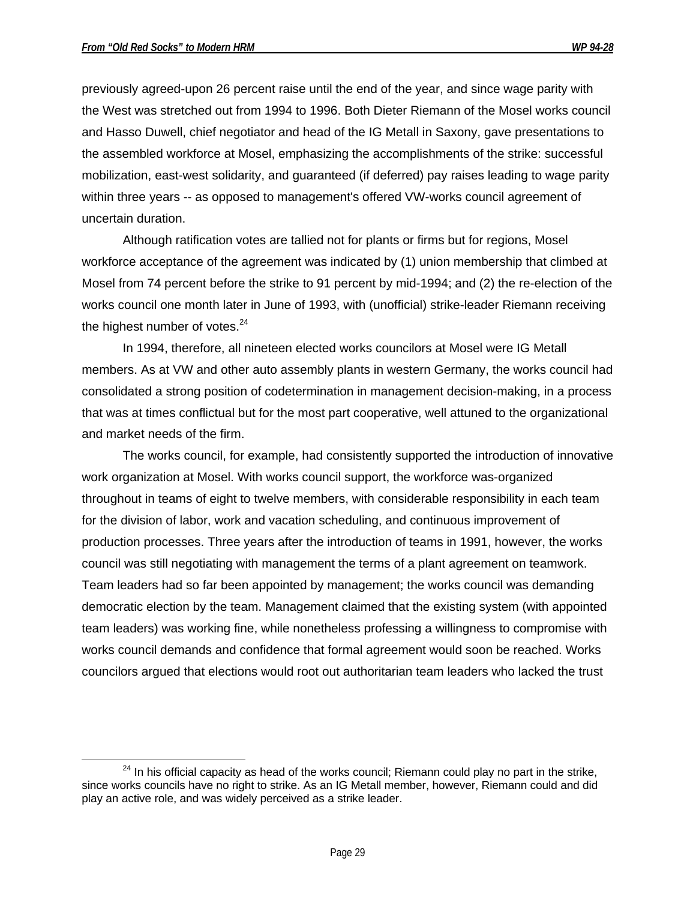previously agreed-upon 26 percent raise until the end of the year, and since wage parity with the West was stretched out from 1994 to 1996. Both Dieter Riemann of the Mosel works council and Hasso Duwell, chief negotiator and head of the IG Metall in Saxony, gave presentations to the assembled workforce at Mosel, emphasizing the accomplishments of the strike: successful mobilization, east-west solidarity, and guaranteed (if deferred) pay raises leading to wage parity within three years -- as opposed to management's offered VW-works council agreement of uncertain duration.

Although ratification votes are tallied not for plants or firms but for regions, Mosel workforce acceptance of the agreement was indicated by (1) union membership that climbed at Mosel from 74 percent before the strike to 91 percent by mid-1994; and (2) the re-election of the works council one month later in June of 1993, with (unofficial) strike-leader Riemann receiving the highest number of votes.[24]

In 1994, therefore, all nineteen elected works councilors at Mosel were IG Metall members. As at VW and other auto assembly plants in western Germany, the works council had consolidated a strong position of codetermination in management decision-making, in a process that was at times conflictual but for the most part cooperative, well attuned to the organizational and market needs of the firm.

The works council, for example, had consistently supported the introduction of innovative work organization at Mosel. With works council support, the workforce was-organized throughout in teams of eight to twelve members, with considerable responsibility in each team for the division of labor, work and vacation scheduling, and continuous improvement of production processes. Three years after the introduction of teams in 1991, however, the works council was still negotiating with management the terms of a plant agreement on teamwork. Team leaders had so far been appointed by management; the works council was demanding democratic election by the team. Management claimed that the existing system (with appointed team leaders) was working fine, while nonetheless professing a willingness to compromise with works council demands and confidence that formal agreement would soon be reached. Works councilors argued that elections would root out authoritarian team leaders who lacked the trust

[24] In his official capacity as head of the works council; Riemann could play no part in the strike, since works councils have no right to strike. As an IG Metall member, however, Riemann could and did play an active role, and was widely perceived as a strike leader.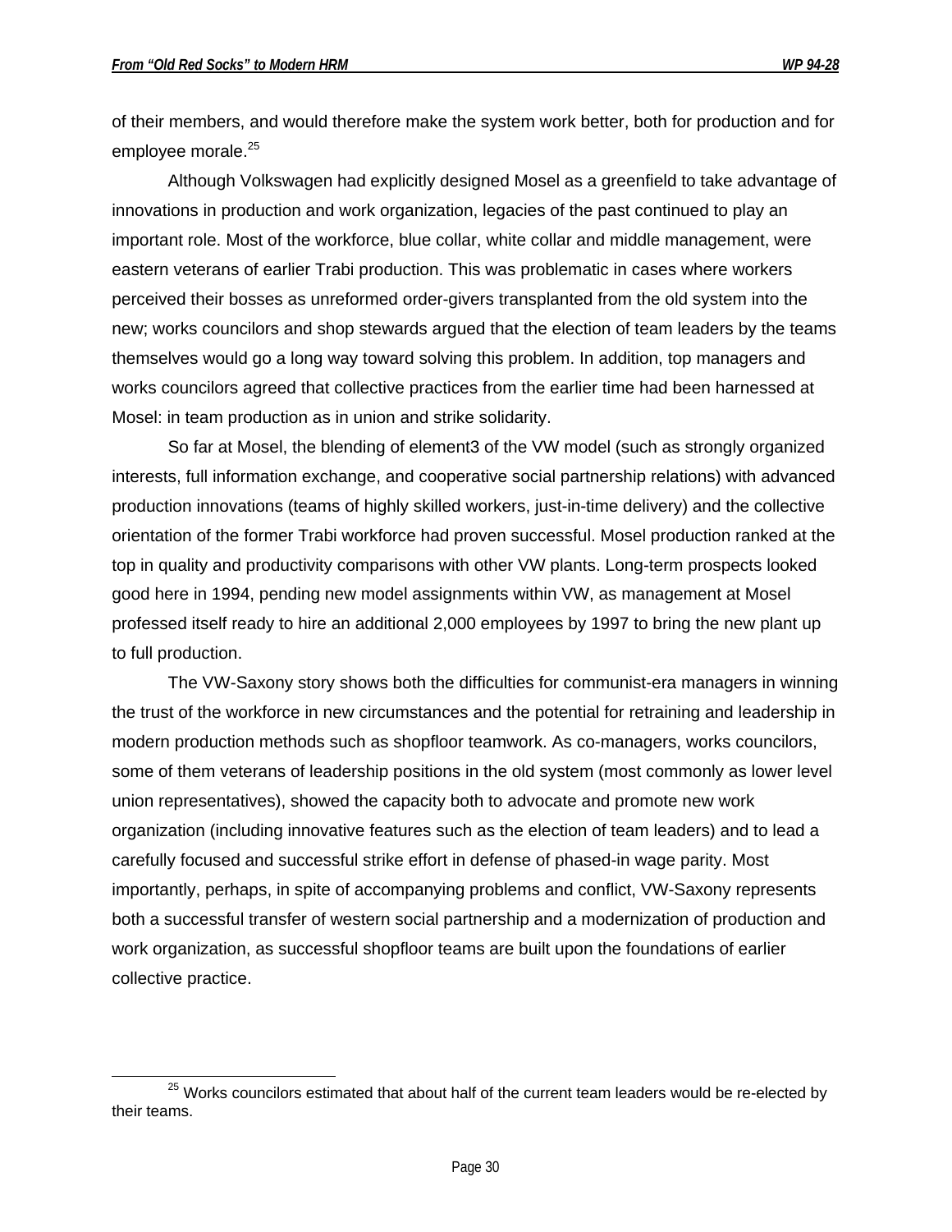of their members, and would therefore make the system work better, both for production and for employee morale.[25]

Although Volkswagen had explicitly designed Mosel as a greenfield to take advantage of innovations in production and work organization, legacies of the past continued to play an important role. Most of the workforce, blue collar, white collar and middle management, were eastern veterans of earlier Trabi production. This was problematic in cases where workers perceived their bosses as unreformed order-givers transplanted from the old system into the new; works councilors and shop stewards argued that the election of team leaders by the teams themselves would go a long way toward solving this problem. In addition, top managers and works councilors agreed that collective practices from the earlier time had been harnessed at Mosel: in team production as in union and strike solidarity.

So far at Mosel, the blending of element3 of the VW model (such as strongly organized interests, full information exchange, and cooperative social partnership relations) with advanced production innovations (teams of highly skilled workers, just-in-time delivery) and the collective orientation of the former Trabi workforce had proven successful. Mosel production ranked at the top in quality and productivity comparisons with other VW plants. Long-term prospects looked good here in 1994, pending new model assignments within VW, as management at Mosel professed itself ready to hire an additional 2,000 employees by 1997 to bring the new plant up to full production.

The VW-Saxony story shows both the difficulties for communist-era managers in winning the trust of the workforce in new circumstances and the potential for retraining and leadership in modern production methods such as shopfloor teamwork. As co-managers, works councilors, some of them veterans of leadership positions in the old system (most commonly as lower level union representatives), showed the capacity both to advocate and promote new work organization (including innovative features such as the election of team leaders) and to lead a carefully focused and successful strike effort in defense of phased-in wage parity. Most importantly, perhaps, in spite of accompanying problems and conflict, VW-Saxony represents both a successful transfer of western social partnership and a modernization of production and work organization, as successful shopfloor teams are built upon the foundations of earlier collective practice.

[25] Works councilors estimated that about half of the current team leaders would be re-elected by their teams.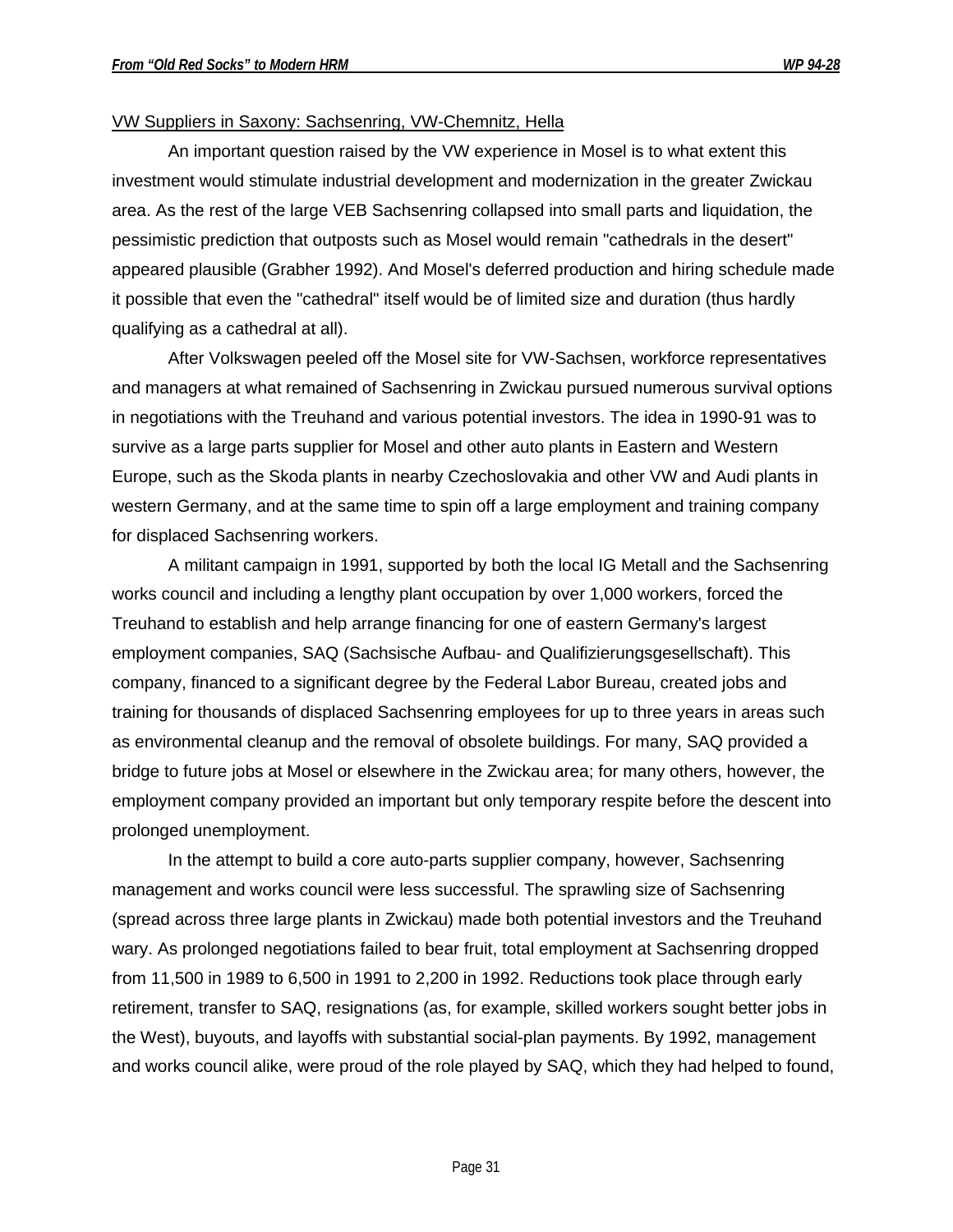VW Suppliers in Saxony: Sachsenring, VW-Chemnitz, Hella

An important question raised by the VW experience in Mosel is to what extent this investment would stimulate industrial development and modernization in the greater Zwickau area. As the rest of the large VEB Sachsenring collapsed into small parts and liquidation, the pessimistic prediction that outposts such as Mosel would remain "cathedrals in the desert" appeared plausible (Grabher 1992). And Mosel's deferred production and hiring schedule made it possible that even the "cathedral" itself would be of limited size and duration (thus hardly qualifying as a cathedral at all).

After Volkswagen peeled off the Mosel site for VW-Sachsen, workforce representatives and managers at what remained of Sachsenring in Zwickau pursued numerous survival options in negotiations with the Treuhand and various potential investors. The idea in 1990-91 was to survive as a large parts supplier for Mosel and other auto plants in Eastern and Western Europe, such as the Skoda plants in nearby Czechoslovakia and other VW and Audi plants in western Germany, and at the same time to spin off a large employment and training company for displaced Sachsenring workers.

A militant campaign in 1991, supported by both the local IG Metall and the Sachsenring works council and including a lengthy plant occupation by over 1,000 workers, forced the Treuhand to establish and help arrange financing for one of eastern Germany's largest employment companies, SAQ (Sachsische Aufbau- and Qualifizierungsgesellschaft). This company, financed to a significant degree by the Federal Labor Bureau, created jobs and training for thousands of displaced Sachsenring employees for up to three years in areas such as environmental cleanup and the removal of obsolete buildings. For many, SAQ provided a bridge to future jobs at Mosel or elsewhere in the Zwickau area; for many others, however, the employment company provided an important but only temporary respite before the descent into prolonged unemployment.

In the attempt to build a core auto-parts supplier company, however, Sachsenring management and works council were less successful. The sprawling size of Sachsenring (spread across three large plants in Zwickau) made both potential investors and the Treuhand wary. As prolonged negotiations failed to bear fruit, total employment at Sachsenring dropped from 11,500 in 1989 to 6,500 in 1991 to 2,200 in 1992. Reductions took place through early retirement, transfer to SAQ, resignations (as, for example, skilled workers sought better jobs in the West), buyouts, and layoffs with substantial social-plan payments. By 1992, management and works council alike, were proud of the role played by SAQ, which they had helped to found,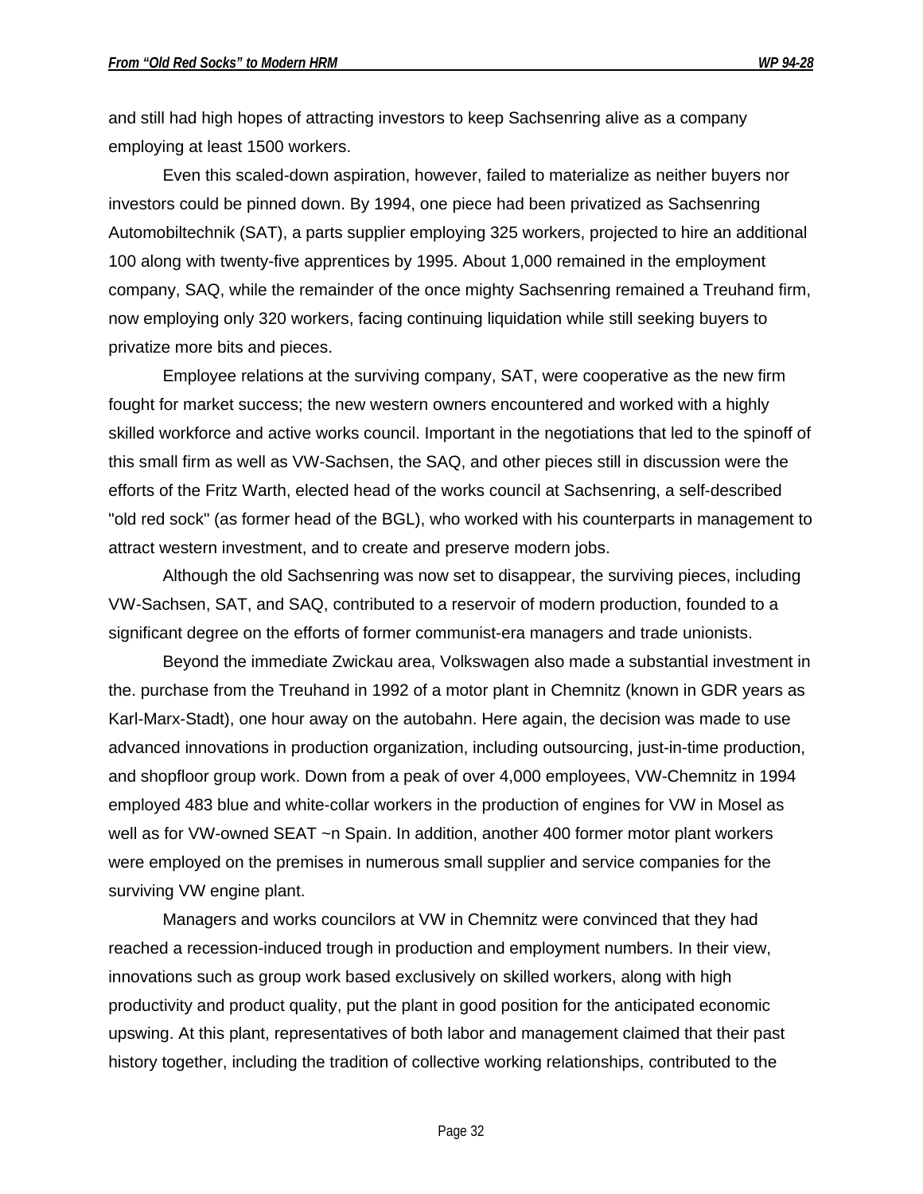and still had high hopes of attracting investors to keep Sachsenring alive as a company employing at least 1500 workers.

Even this scaled-down aspiration, however, failed to materialize as neither buyers nor investors could be pinned down. By 1994, one piece had been privatized as Sachsenring Automobiltechnik (SAT), a parts supplier employing 325 workers, projected to hire an additional 100 along with twenty-five apprentices by 1995. About 1,000 remained in the employment company, SAQ, while the remainder of the once mighty Sachsenring remained a Treuhand firm, now employing only 320 workers, facing continuing liquidation while still seeking buyers to privatize more bits and pieces.

Employee relations at the surviving company, SAT, were cooperative as the new firm fought for market success; the new western owners encountered and worked with a highly skilled workforce and active works council. Important in the negotiations that led to the spinoff of this small firm as well as VW-Sachsen, the SAQ, and other pieces still in discussion were the efforts of the Fritz Warth, elected head of the works council at Sachsenring, a self-described "old red sock" (as former head of the BGL), who worked with his counterparts in management to attract western investment, and to create and preserve modern jobs.

Although the old Sachsenring was now set to disappear, the surviving pieces, including VW-Sachsen, SAT, and SAQ, contributed to a reservoir of modern production, founded to a significant degree on the efforts of former communist-era managers and trade unionists.

Beyond the immediate Zwickau area, Volkswagen also made a substantial investment in the. purchase from the Treuhand in 1992 of a motor plant in Chemnitz (known in GDR years as Karl-Marx-Stadt), one hour away on the autobahn. Here again, the decision was made to use advanced innovations in production organization, including outsourcing, just-in-time production, and shopfloor group work. Down from a peak of over 4,000 employees, VW-Chemnitz in 1994 employed 483 blue and white-collar workers in the production of engines for VW in Mosel as well as for VW-owned SEAT ~n Spain. In addition, another 400 former motor plant workers were employed on the premises in numerous small supplier and service companies for the surviving VW engine plant.

Managers and works councilors at VW in Chemnitz were convinced that they had reached a recession-induced trough in production and employment numbers. In their view, innovations such as group work based exclusively on skilled workers, along with high productivity and product quality, put the plant in good position for the anticipated economic upswing. At this plant, representatives of both labor and management claimed that their past history together, including the tradition of collective working relationships, contributed to the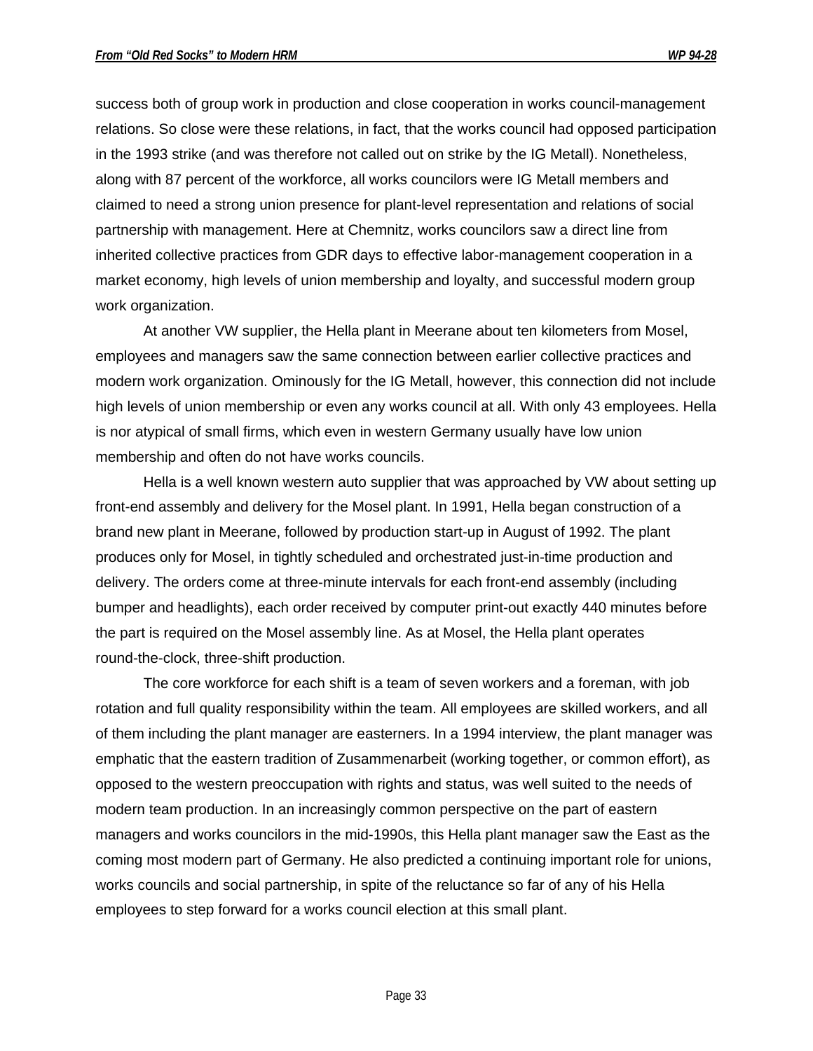success both of group work in production and close cooperation in works council-management relations. So close were these relations, in fact, that the works council had opposed participation in the 1993 strike (and was therefore not called out on strike by the IG Metall). Nonetheless, along with 87 percent of the workforce, all works councilors were IG Metall members and claimed to need a strong union presence for plant-level representation and relations of social partnership with management. Here at Chemnitz, works councilors saw a direct line from inherited collective practices from GDR days to effective labor-management cooperation in a market economy, high levels of union membership and loyalty, and successful modern group work organization.

At another VW supplier, the Hella plant in Meerane about ten kilometers from Mosel, employees and managers saw the same connection between earlier collective practices and modern work organization. Ominously for the IG Metall, however, this connection did not include high levels of union membership or even any works council at all. With only 43 employees. Hella is nor atypical of small firms, which even in western Germany usually have low union membership and often do not have works councils.

Hella is a well known western auto supplier that was approached by VW about setting up front-end assembly and delivery for the Mosel plant. In 1991, Hella began construction of a brand new plant in Meerane, followed by production start-up in August of 1992. The plant produces only for Mosel, in tightly scheduled and orchestrated just-in-time production and delivery. The orders come at three-minute intervals for each front-end assembly (including bumper and headlights), each order received by computer print-out exactly 440 minutes before the part is required on the Mosel assembly line. As at Mosel, the Hella plant operates round-the-clock, three-shift production.

The core workforce for each shift is a team of seven workers and a foreman, with job rotation and full quality responsibility within the team. All employees are skilled workers, and all of them including the plant manager are easterners. In a 1994 interview, the plant manager was emphatic that the eastern tradition of Zusammenarbeit (working together, or common effort), as opposed to the western preoccupation with rights and status, was well suited to the needs of modern team production. In an increasingly common perspective on the part of eastern managers and works councilors in the mid-1990s, this Hella plant manager saw the East as the coming most modern part of Germany. He also predicted a continuing important role for unions, works councils and social partnership, in spite of the reluctance so far of any of his Hella employees to step forward for a works council election at this small plant.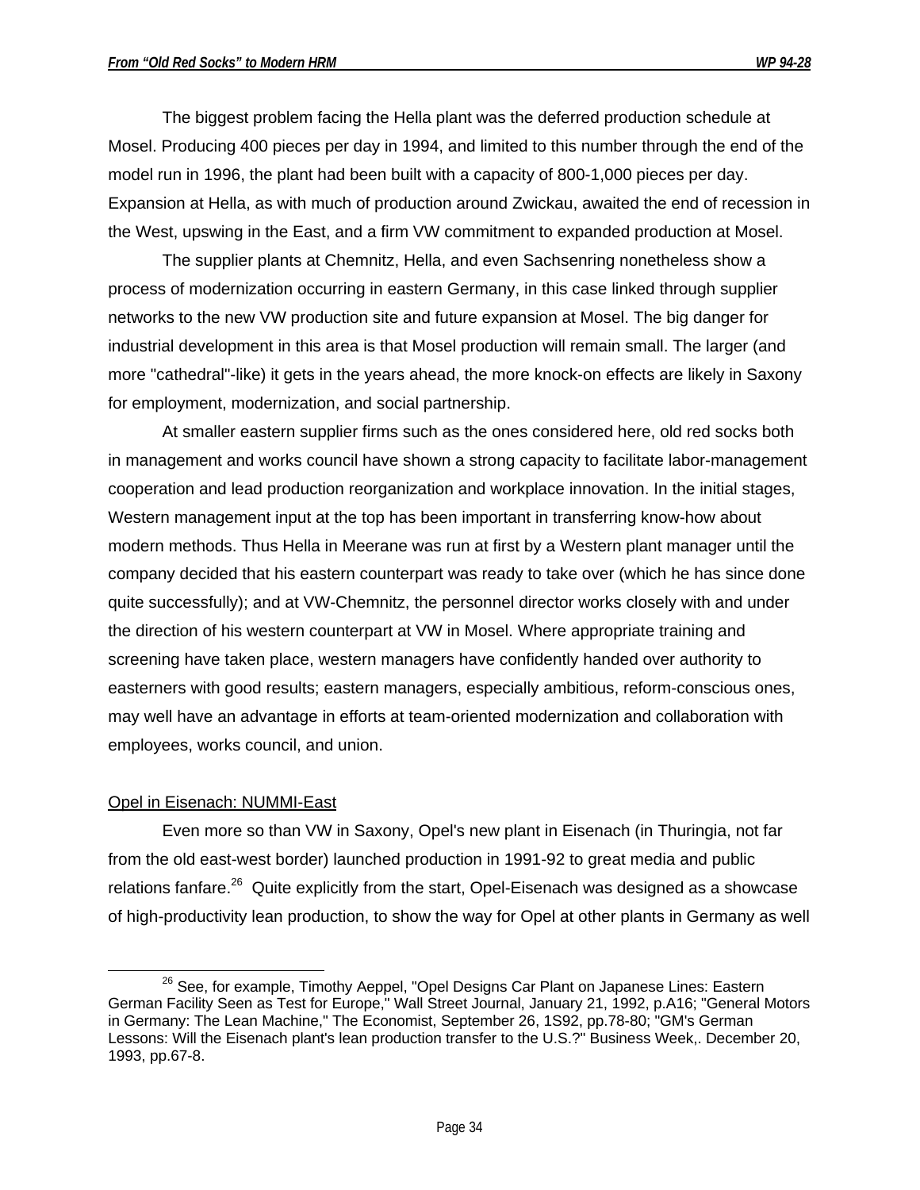The biggest problem facing the Hella plant was the deferred production schedule at Mosel. Producing 400 pieces per day in 1994, and limited to this number through the end of the model run in 1996, the plant had been built with a capacity of 800-1,000 pieces per day. Expansion at Hella, as with much of production around Zwickau, awaited the end of recession in the West, upswing in the East, and a firm VW commitment to expanded production at Mosel.

The supplier plants at Chemnitz, Hella, and even Sachsenring nonetheless show a process of modernization occurring in eastern Germany, in this case linked through supplier networks to the new VW production site and future expansion at Mosel. The big danger for industrial development in this area is that Mosel production will remain small. The larger (and more "cathedral"-like) it gets in the years ahead, the more knock-on effects are likely in Saxony for employment, modernization, and social partnership.

At smaller eastern supplier firms such as the ones considered here, old red socks both in management and works council have shown a strong capacity to facilitate labor-management cooperation and lead production reorganization and workplace innovation. In the initial stages, Western management input at the top has been important in transferring know-how about modern methods. Thus Hella in Meerane was run at first by a Western plant manager until the company decided that his eastern counterpart was ready to take over (which he has since done quite successfully); and at VW-Chemnitz, the personnel director works closely with and under the direction of his western counterpart at VW in Mosel. Where appropriate training and screening have taken place, western managers have confidently handed over authority to easterners with good results; eastern managers, especially ambitious, reform-conscious ones, may well have an advantage in efforts at team-oriented modernization and collaboration with employees, works council, and union.

## Opel in Eisenach: NUMMI-East

Even more so than VW in Saxony, Opel's new plant in Eisenach (in Thuringia, not far from the old east-west border) launched production in 1991-92 to great media and public relations fanfare.[26] Quite explicitly from the start, Opel-Eisenach was designed as a showcase of high-productivity lean production, to show the way for Opel at other plants in Germany as well

---

[26] See, for example, Timothy Aeppel, "Opel Designs Car Plant on Japanese Lines: Eastern German Facility Seen as Test for Europe," Wall Street Journal, January 21, 1992, p.A16; "General Motors in Germany: The Lean Machine," The Economist, September 26, 1S92, pp.78-80; "GM's German Lessons: Will the Eisenach plant's lean production transfer to the U.S.?" Business Week,. December 20, 1993, pp.67-8.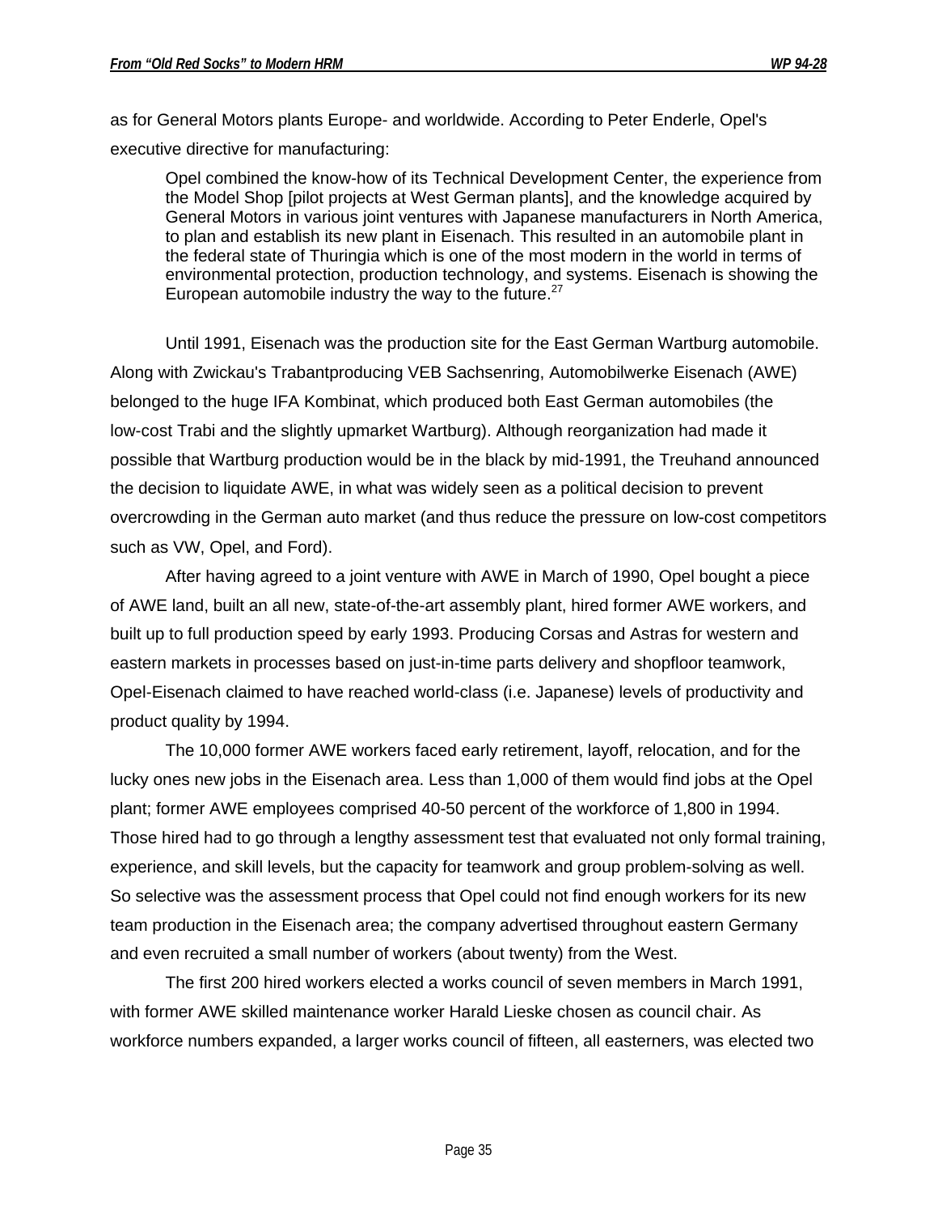as for General Motors plants Europe- and worldwide. According to Peter Enderle, Opel's executive directive for manufacturing:

> Opel combined the know-how of its Technical Development Center, the experience from the Model Shop [pilot projects at West German plants], and the knowledge acquired by General Motors in various joint ventures with Japanese manufacturers in North America, to plan and establish its new plant in Eisenach. This resulted in an automobile plant in the federal state of Thuringia which is one of the most modern in the world in terms of environmental protection, production technology, and systems. Eisenach is showing the European automobile industry the way to the future.[27]

Until 1991, Eisenach was the production site for the East German Wartburg automobile. Along with Zwickau's Trabantproducing VEB Sachsenring, Automobilwerke Eisenach (AWE) belonged to the huge IFA Kombinat, which produced both East German automobiles (the low-cost Trabi and the slightly upmarket Wartburg). Although reorganization had made it possible that Wartburg production would be in the black by mid-1991, the Treuhand announced the decision to liquidate AWE, in what was widely seen as a political decision to prevent overcrowding in the German auto market (and thus reduce the pressure on low-cost competitors such as VW, Opel, and Ford).

After having agreed to a joint venture with AWE in March of 1990, Opel bought a piece of AWE land, built an all new, state-of-the-art assembly plant, hired former AWE workers, and built up to full production speed by early 1993. Producing Corsas and Astras for western and eastern markets in processes based on just-in-time parts delivery and shopfloor teamwork, Opel-Eisenach claimed to have reached world-class (i.e. Japanese) levels of productivity and product quality by 1994.

The 10,000 former AWE workers faced early retirement, layoff, relocation, and for the lucky ones new jobs in the Eisenach area. Less than 1,000 of them would find jobs at the Opel plant; former AWE employees comprised 40-50 percent of the workforce of 1,800 in 1994. Those hired had to go through a lengthy assessment test that evaluated not only formal training, experience, and skill levels, but the capacity for teamwork and group problem-solving as well. So selective was the assessment process that Opel could not find enough workers for its new team production in the Eisenach area; the company advertised throughout eastern Germany and even recruited a small number of workers (about twenty) from the West.

The first 200 hired workers elected a works council of seven members in March 1991, with former AWE skilled maintenance worker Harald Lieske chosen as council chair. As workforce numbers expanded, a larger works council of fifteen, all easterners, was elected two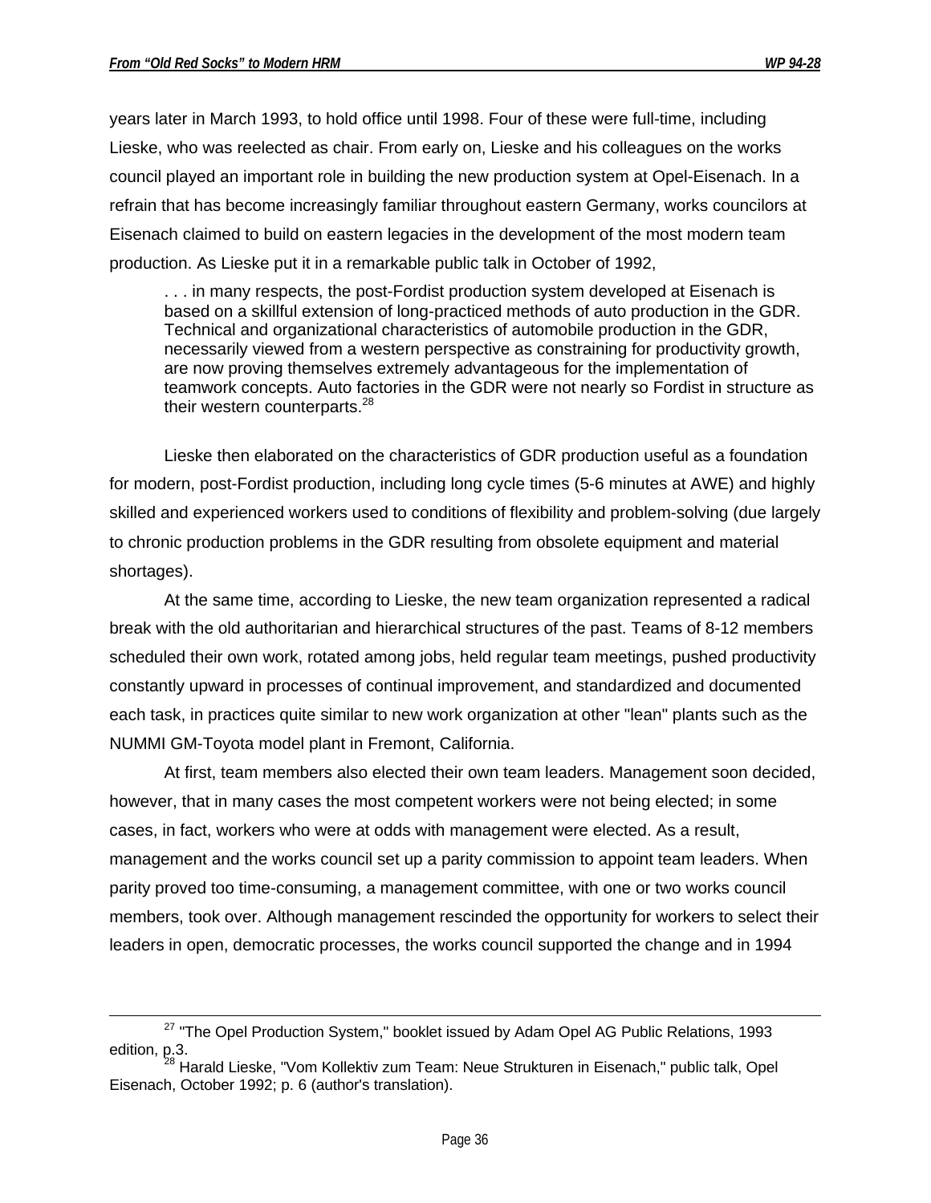years later in March 1993, to hold office until 1998. Four of these were full-time, including Lieske, who was reelected as chair. From early on, Lieske and his colleagues on the works council played an important role in building the new production system at Opel-Eisenach. In a refrain that has become increasingly familiar throughout eastern Germany, works councilors at Eisenach claimed to build on eastern legacies in the development of the most modern team production. As Lieske put it in a remarkable public talk in October of 1992,

> . . . in many respects, the post-Fordist production system developed at Eisenach is based on a skillful extension of long-practiced methods of auto production in the GDR. Technical and organizational characteristics of automobile production in the GDR, necessarily viewed from a western perspective as constraining for productivity growth, are now proving themselves extremely advantageous for the implementation of teamwork concepts. Auto factories in the GDR were not nearly so Fordist in structure as their western counterparts.[28]

Lieske then elaborated on the characteristics of GDR production useful as a foundation for modern, post-Fordist production, including long cycle times (5-6 minutes at AWE) and highly skilled and experienced workers used to conditions of flexibility and problem-solving (due largely to chronic production problems in the GDR resulting from obsolete equipment and material shortages).

At the same time, according to Lieske, the new team organization represented a radical break with the old authoritarian and hierarchical structures of the past. Teams of 8-12 members scheduled their own work, rotated among jobs, held regular team meetings, pushed productivity constantly upward in processes of continual improvement, and standardized and documented each task, in practices quite similar to new work organization at other "lean" plants such as the NUMMI GM-Toyota model plant in Fremont, California.

At first, team members also elected their own team leaders. Management soon decided, however, that in many cases the most competent workers were not being elected; in some cases, in fact, workers who were at odds with management were elected. As a result, management and the works council set up a parity commission to appoint team leaders. When parity proved too time-consuming, a management committee, with one or two works council members, took over. Although management rescinded the opportunity for workers to select their leaders in open, democratic processes, the works council supported the change and in 1994

---

[27] "The Opel Production System," booklet issued by Adam Opel AG Public Relations, 1993 edition, p.3.

[28] Harald Lieske, "Vom Kollektiv zum Team: Neue Strukturen in Eisenach," public talk, Opel Eisenach, October 1992; p. 6 (author's translation).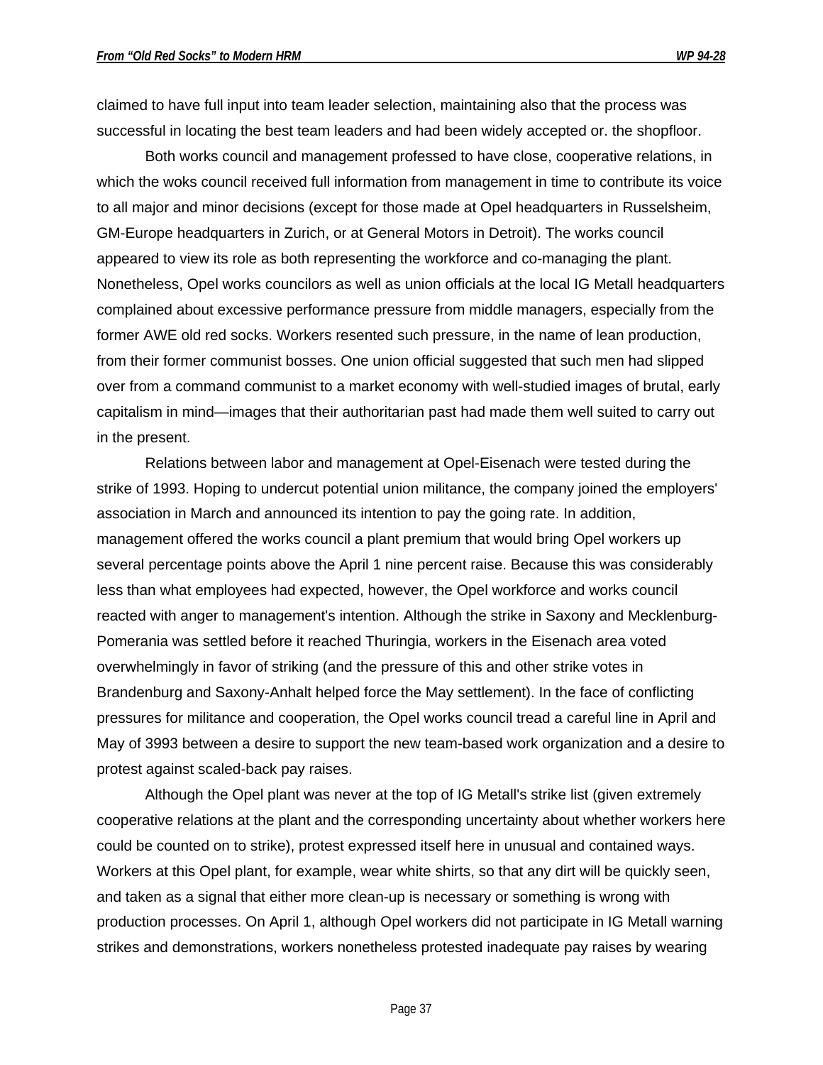claimed to have full input into team leader selection, maintaining also that the process was successful in locating the best team leaders and had been widely accepted or. the shopfloor.

Both works council and management professed to have close, cooperative relations, in which the woks council received full information from management in time to contribute its voice to all major and minor decisions (except for those made at Opel headquarters in Russelsheim, GM-Europe headquarters in Zurich, or at General Motors in Detroit). The works council appeared to view its role as both representing the workforce and co-managing the plant. Nonetheless, Opel works councilors as well as union officials at the local IG Metall headquarters complained about excessive performance pressure from middle managers, especially from the former AWE old red socks. Workers resented such pressure, in the name of lean production, from their former communist bosses. One union official suggested that such men had slipped over from a command communist to a market economy with well-studied images of brutal, early capitalism in mind—images that their authoritarian past had made them well suited to carry out in the present.

Relations between labor and management at Opel-Eisenach were tested during the strike of 1993. Hoping to undercut potential union militance, the company joined the employers' association in March and announced its intention to pay the going rate. In addition, management offered the works council a plant premium that would bring Opel workers up several percentage points above the April 1 nine percent raise. Because this was considerably less than what employees had expected, however, the Opel workforce and works council reacted with anger to management's intention. Although the strike in Saxony and Mecklenburg-Pomerania was settled before it reached Thuringia, workers in the Eisenach area voted overwhelmingly in favor of striking (and the pressure of this and other strike votes in Brandenburg and Saxony-Anhalt helped force the May settlement). In the face of conflicting pressures for militance and cooperation, the Opel works council tread a careful line in April and May of 3993 between a desire to support the new team-based work organization and a desire to protest against scaled-back pay raises.

Although the Opel plant was never at the top of IG Metall's strike list (given extremely cooperative relations at the plant and the corresponding uncertainty about whether workers here could be counted on to strike), protest expressed itself here in unusual and contained ways. Workers at this Opel plant, for example, wear white shirts, so that any dirt will be quickly seen, and taken as a signal that either more clean-up is necessary or something is wrong with production processes. On April 1, although Opel workers did not participate in IG Metall warning strikes and demonstrations, workers nonetheless protested inadequate pay raises by wearing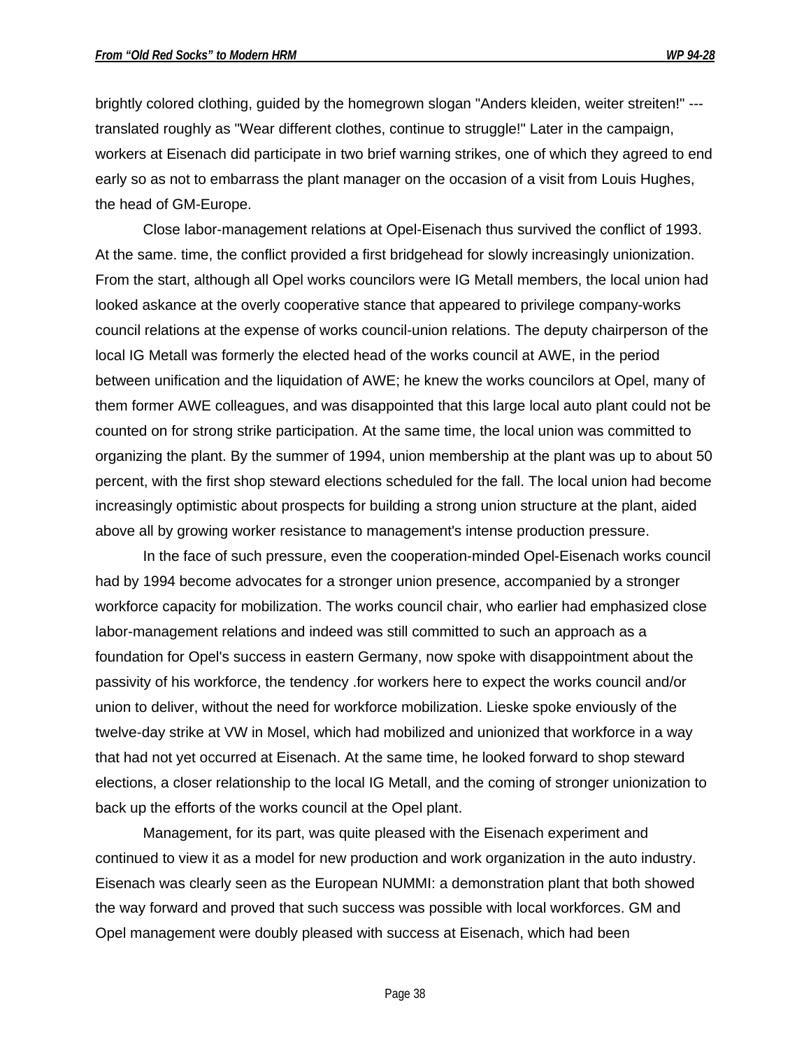brightly colored clothing, guided by the homegrown slogan "Anders kleiden, weiter streiten!" --- translated roughly as "Wear different clothes, continue to struggle!" Later in the campaign, workers at Eisenach did participate in two brief warning strikes, one of which they agreed to end early so as not to embarrass the plant manager on the occasion of a visit from Louis Hughes, the head of GM-Europe.

Close labor-management relations at Opel-Eisenach thus survived the conflict of 1993. At the same. time, the conflict provided a first bridgehead for slowly increasingly unionization. From the start, although all Opel works councilors were IG Metall members, the local union had looked askance at the overly cooperative stance that appeared to privilege company-works council relations at the expense of works council-union relations. The deputy chairperson of the local IG Metall was formerly the elected head of the works council at AWE, in the period between unification and the liquidation of AWE; he knew the works councilors at Opel, many of them former AWE colleagues, and was disappointed that this large local auto plant could not be counted on for strong strike participation. At the same time, the local union was committed to organizing the plant. By the summer of 1994, union membership at the plant was up to about 50 percent, with the first shop steward elections scheduled for the fall. The local union had become increasingly optimistic about prospects for building a strong union structure at the plant, aided above all by growing worker resistance to management's intense production pressure.

In the face of such pressure, even the cooperation-minded Opel-Eisenach works council had by 1994 become advocates for a stronger union presence, accompanied by a stronger workforce capacity for mobilization. The works council chair, who earlier had emphasized close labor-management relations and indeed was still committed to such an approach as a foundation for Opel's success in eastern Germany, now spoke with disappointment about the passivity of his workforce, the tendency .for workers here to expect the works council and/or union to deliver, without the need for workforce mobilization. Lieske spoke enviously of the twelve-day strike at VW in Mosel, which had mobilized and unionized that workforce in a way that had not yet occurred at Eisenach. At the same time, he looked forward to shop steward elections, a closer relationship to the local IG Metall, and the coming of stronger unionization to back up the efforts of the works council at the Opel plant.

Management, for its part, was quite pleased with the Eisenach experiment and continued to view it as a model for new production and work organization in the auto industry. Eisenach was clearly seen as the European NUMMI: a demonstration plant that both showed the way forward and proved that such success was possible with local workforces. GM and Opel management were doubly pleased with success at Eisenach, which had been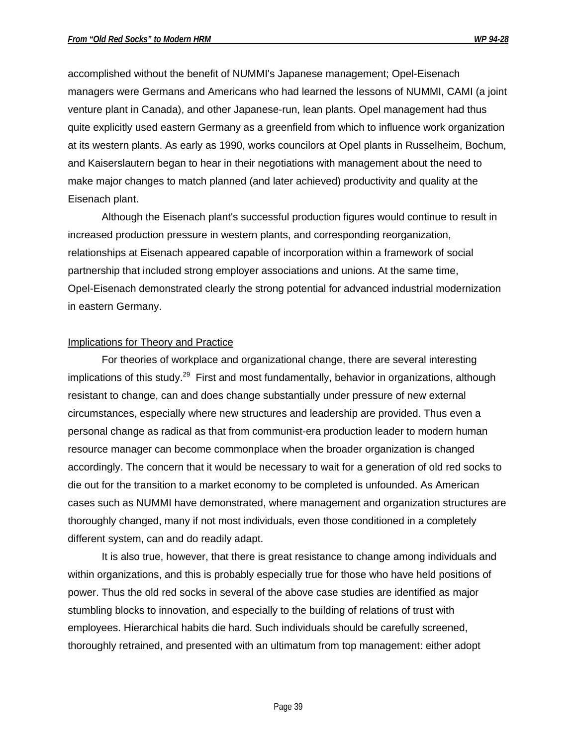accomplished without the benefit of NUMMI's Japanese management; Opel-Eisenach managers were Germans and Americans who had learned the lessons of NUMMI, CAMI (a joint venture plant in Canada), and other Japanese-run, lean plants. Opel management had thus quite explicitly used eastern Germany as a greenfield from which to influence work organization at its western plants. As early as 1990, works councilors at Opel plants in Russelheim, Bochum, and Kaiserslautern began to hear in their negotiations with management about the need to make major changes to match planned (and later achieved) productivity and quality at the Eisenach plant.

Although the Eisenach plant's successful production figures would continue to result in increased production pressure in western plants, and corresponding reorganization, relationships at Eisenach appeared capable of incorporation within a framework of social partnership that included strong employer associations and unions. At the same time, Opel-Eisenach demonstrated clearly the strong potential for advanced industrial modernization in eastern Germany.

## Implications for Theory and Practice

For theories of workplace and organizational change, there are several interesting implications of this study.[29] First and most fundamentally, behavior in organizations, although resistant to change, can and does change substantially under pressure of new external circumstances, especially where new structures and leadership are provided. Thus even a personal change as radical as that from communist-era production leader to modern human resource manager can become commonplace when the broader organization is changed accordingly. The concern that it would be necessary to wait for a generation of old red socks to die out for the transition to a market economy to be completed is unfounded. As American cases such as NUMMI have demonstrated, where management and organization structures are thoroughly changed, many if not most individuals, even those conditioned in a completely different system, can and do readily adapt.

It is also true, however, that there is great resistance to change among individuals and within organizations, and this is probably especially true for those who have held positions of power. Thus the old red socks in several of the above case studies are identified as major stumbling blocks to innovation, and especially to the building of relations of trust with employees. Hierarchical habits die hard. Such individuals should be carefully screened, thoroughly retrained, and presented with an ultimatum from top management: either adopt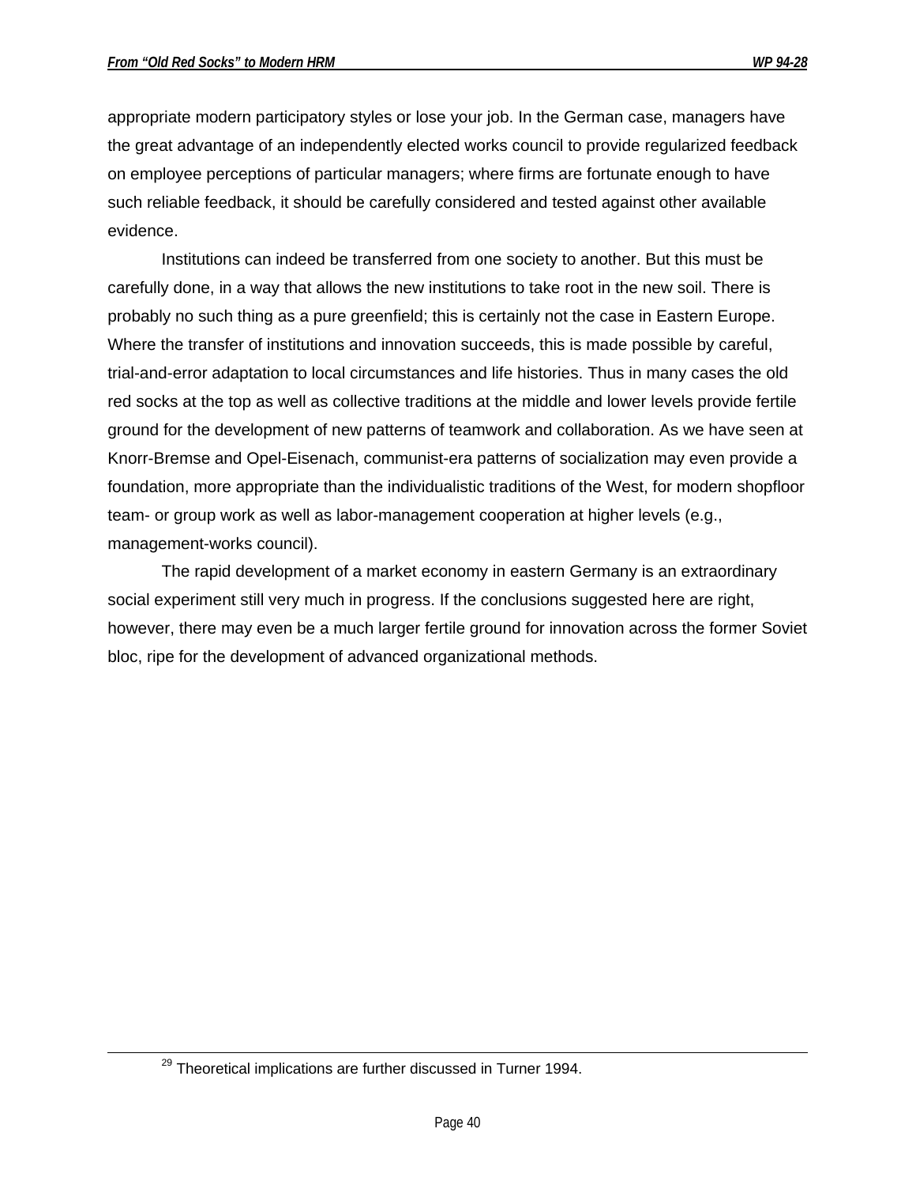appropriate modern participatory styles or lose your job. In the German case, managers have the great advantage of an independently elected works council to provide regularized feedback on employee perceptions of particular managers; where firms are fortunate enough to have such reliable feedback, it should be carefully considered and tested against other available evidence.

Institutions can indeed be transferred from one society to another. But this must be carefully done, in a way that allows the new institutions to take root in the new soil. There is probably no such thing as a pure greenfield; this is certainly not the case in Eastern Europe. Where the transfer of institutions and innovation succeeds, this is made possible by careful, trial-and-error adaptation to local circumstances and life histories. Thus in many cases the old red socks at the top as well as collective traditions at the middle and lower levels provide fertile ground for the development of new patterns of teamwork and collaboration. As we have seen at Knorr-Bremse and Opel-Eisenach, communist-era patterns of socialization may even provide a foundation, more appropriate than the individualistic traditions of the West, for modern shopfloor team- or group work as well as labor-management cooperation at higher levels (e.g., management-works council).

The rapid development of a market economy in eastern Germany is an extraordinary social experiment still very much in progress. If the conclusions suggested here are right, however, there may even be a much larger fertile ground for innovation across the former Soviet bloc, ripe for the development of advanced organizational methods.

---

[29] Theoretical implications are further discussed in Turner 1994.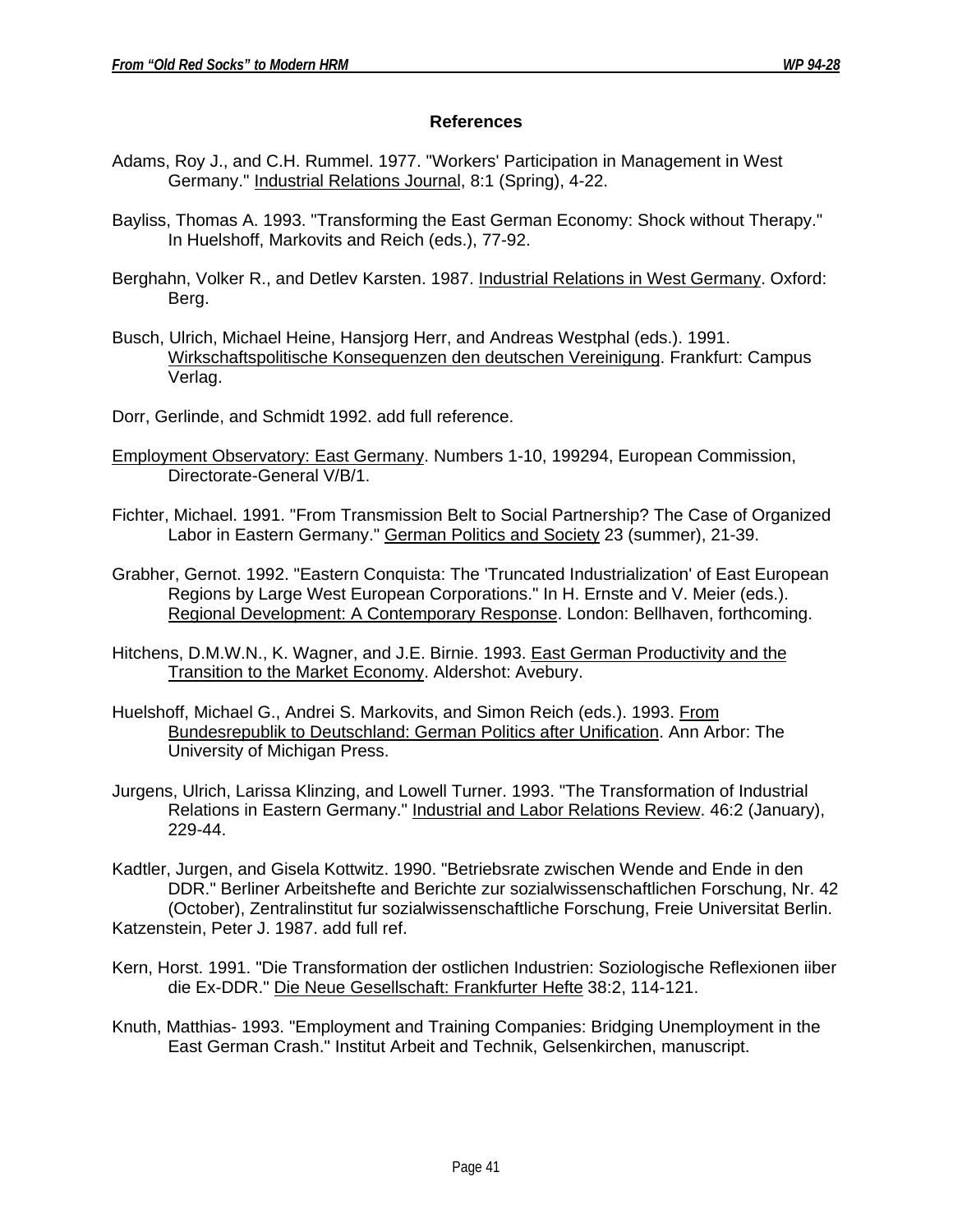## References

Adams, Roy J., and C.H. Rummel. 1977. "Workers' Participation in Management in West Germany." Industrial Relations Journal, 8:1 (Spring), 4-22.

Bayliss, Thomas A. 1993. "Transforming the East German Economy: Shock without Therapy." In Huelshoff, Markovits and Reich (eds.), 77-92.

Berghahn, Volker R., and Detlev Karsten. 1987. Industrial Relations in West Germany. Oxford: Berg.

Busch, Ulrich, Michael Heine, Hansjorg Herr, and Andreas Westphal (eds.). 1991. Wirkschaftspolitische Konsequenzen den deutschen Vereinigung. Frankfurt: Campus Verlag.

Dorr, Gerlinde, and Schmidt 1992. add full reference.

Employment Observatory: East Germany. Numbers 1-10, 199294, European Commission, Directorate-General V/B/1.

Fichter, Michael. 1991. "From Transmission Belt to Social Partnership? The Case of Organized Labor in Eastern Germany." German Politics and Society 23 (summer), 21-39.

Grabher, Gernot. 1992. "Eastern Conquista: The 'Truncated Industrialization' of East European Regions by Large West European Corporations." In H. Ernste and V. Meier (eds.). Regional Development: A Contemporary Response. London: Bellhaven, forthcoming.

Hitchens, D.M.W.N., K. Wagner, and J.E. Birnie. 1993. East German Productivity and the Transition to the Market Economy. Aldershot: Avebury.

Huelshoff, Michael G., Andrei S. Markovits, and Simon Reich (eds.). 1993. From Bundesrepublik to Deutschland: German Politics after Unification. Ann Arbor: The University of Michigan Press.

Jurgens, Ulrich, Larissa Klinzing, and Lowell Turner. 1993. "The Transformation of Industrial Relations in Eastern Germany." Industrial and Labor Relations Review. 46:2 (January), 229-44.

Kadtler, Jurgen, and Gisela Kottwitz. 1990. "Betriebsrate zwischen Wende and Ende in den DDR." Berliner Arbeitshefte and Berichte zur sozialwissenschaftlichen Forschung, Nr. 42 (October), Zentralinstitut fur sozialwissenschaftliche Forschung, Freie Universitat Berlin.

Katzenstein, Peter J. 1987. add full ref.

Kern, Horst. 1991. "Die Transformation der ostlichen Industrien: Soziologische Reflexionen iiber die Ex-DDR." Die Neue Gesellschaft: Frankfurter Hefte 38:2, 114-121.

Knuth, Matthias- 1993. "Employment and Training Companies: Bridging Unemployment in the East German Crash." Institut Arbeit and Technik, Gelsenkirchen, manuscript.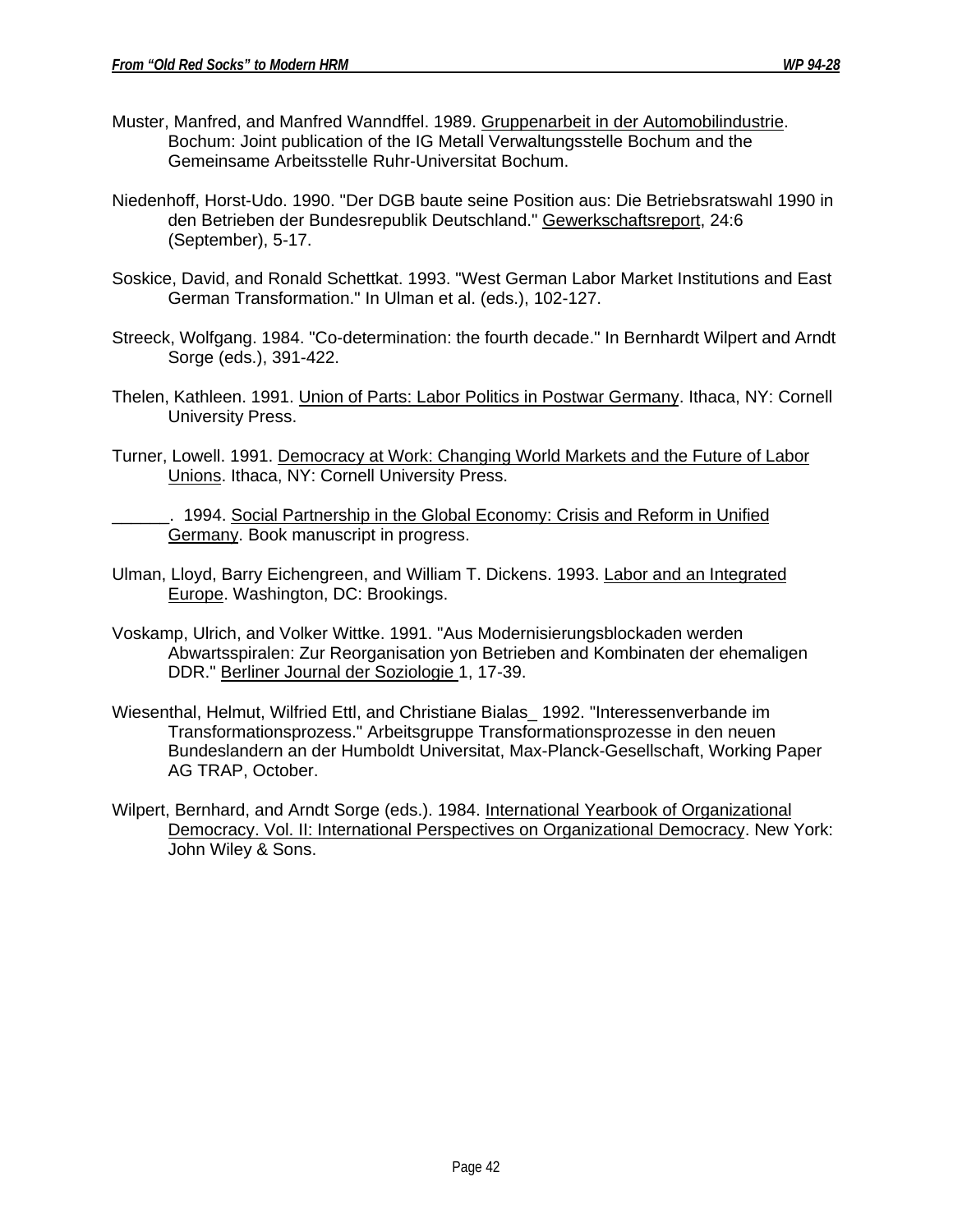Muster, Manfred, and Manfred Wanndffel. 1989. Gruppenarbeit in der Automobilindustrie. Bochum: Joint publication of the IG Metall Verwaltungsstelle Bochum and the Gemeinsame Arbeitsstelle Ruhr-Universitat Bochum.

Niedenhoff, Horst-Udo. 1990. "Der DGB baute seine Position aus: Die Betriebsratswahl 1990 in den Betrieben der Bundesrepublik Deutschland." Gewerkschaftsreport, 24:6 (September), 5-17.

Soskice, David, and Ronald Schettkat. 1993. "West German Labor Market Institutions and East German Transformation." In Ulman et al. (eds.), 102-127.

Streeck, Wolfgang. 1984. "Co-determination: the fourth decade." In Bernhardt Wilpert and Arndt Sorge (eds.), 391-422.

Thelen, Kathleen. 1991. Union of Parts: Labor Politics in Postwar Germany. Ithaca, NY: Cornell University Press.

Turner, Lowell. 1991. Democracy at Work: Changing World Markets and the Future of Labor Unions. Ithaca, NY: Cornell University Press.

______. 1994. Social Partnership in the Global Economy: Crisis and Reform in Unified Germany. Book manuscript in progress.

Ulman, Lloyd, Barry Eichengreen, and William T. Dickens. 1993. Labor and an Integrated Europe. Washington, DC: Brookings.

Voskamp, Ulrich, and Volker Wittke. 1991. "Aus Modernisierungsblockaden werden Abwartsspiralen: Zur Reorganisation yon Betrieben and Kombinaten der ehemaligen DDR." Berliner Journal der Soziologie 1, 17-39.

Wiesenthal, Helmut, Wilfried Ettl, and Christiane Bialas_ 1992. "Interessenverbande im Transformationsprozess." Arbeitsgruppe Transformationsprozesse in den neuen Bundeslandern an der Humboldt Universitat, Max-Planck-Gesellschaft, Working Paper AG TRAP, October.

Wilpert, Bernhard, and Arndt Sorge (eds.). 1984. International Yearbook of Organizational Democracy. Vol. II: International Perspectives on Organizational Democracy. New York: John Wiley & Sons.